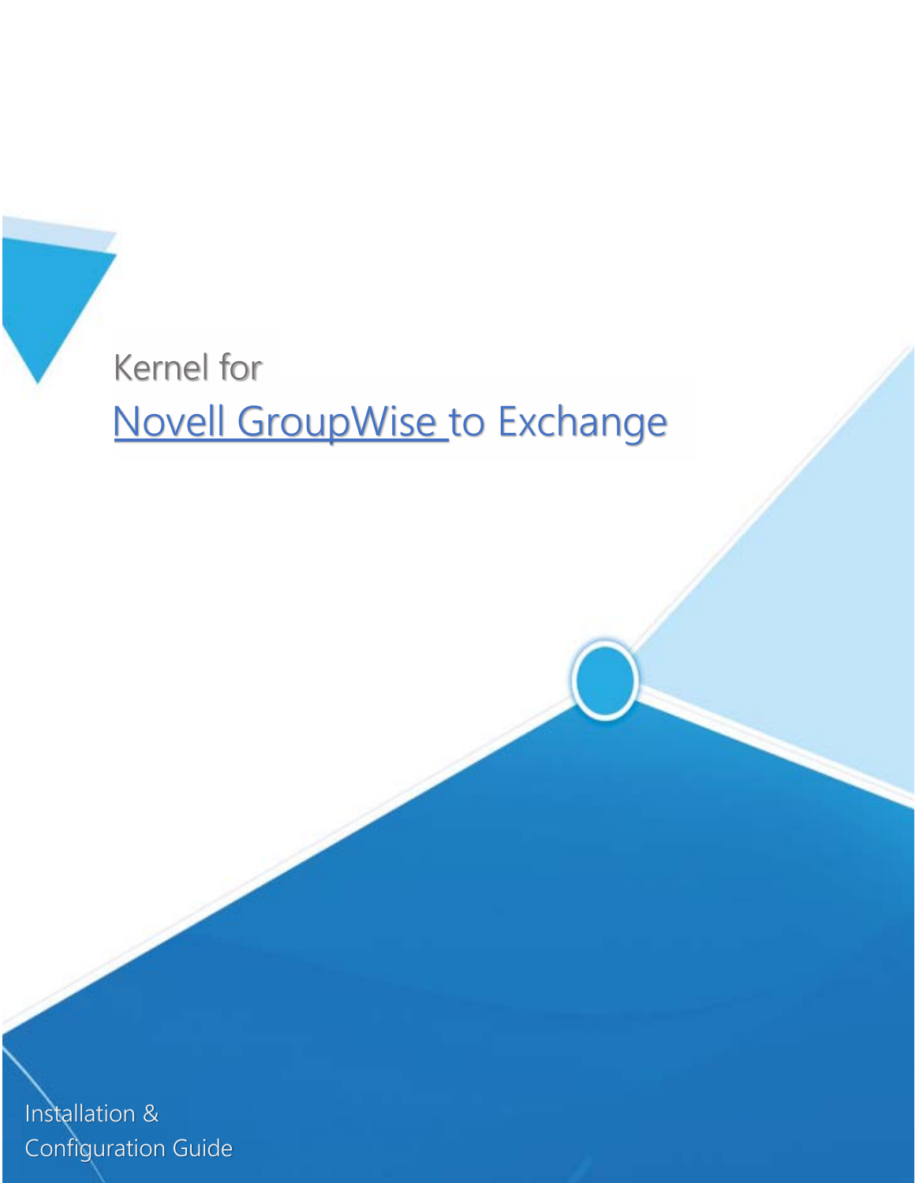Kernel for

# Novell GroupWise to Exchange

Installation & Configuration Guide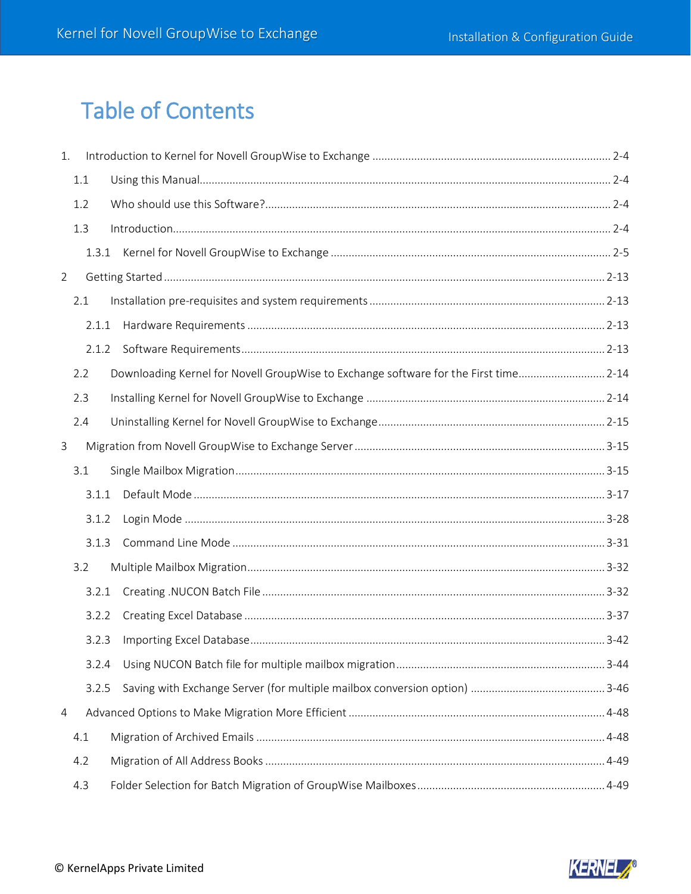# Table of Contents

1. Introduction to Kernel for Novell GroupWise to Exchange ............ 2-4
   - 1.1 Using this Manual ............ 2-4
   - 1.2 Who should use this Software? ............ 2-4
   - 1.3 Introduction ............ 2-4
     - 1.3.1 Kernel for Novell GroupWise to Exchange ............ 2-5
2. Getting Started ............ 2-13
   - 2.1 Installation pre-requisites and system requirements ............ 2-13
     - 2.1.1 Hardware Requirements ............ 2-13
     - 2.1.2 Software Requirements ............ 2-13
   - 2.2 Downloading Kernel for Novell GroupWise to Exchange software for the First time ............ 2-14
   - 2.3 Installing Kernel for Novell GroupWise to Exchange ............ 2-14
   - 2.4 Uninstalling Kernel for Novell GroupWise to Exchange ............ 2-15
3. Migration from Novell GroupWise to Exchange Server ............ 3-15
   - 3.1 Single Mailbox Migration ............ 3-15
     - 3.1.1 Default Mode ............ 3-17
     - 3.1.2 Login Mode ............ 3-28
     - 3.1.3 Command Line Mode ............ 3-31
   - 3.2 Multiple Mailbox Migration ............ 3-32
     - 3.2.1 Creating .NUCON Batch File ............ 3-32
     - 3.2.2 Creating Excel Database ............ 3-37
     - 3.2.3 Importing Excel Database ............ 3-42
     - 3.2.4 Using NUCON Batch file for multiple mailbox migration ............ 3-44
     - 3.2.5 Saving with Exchange Server (for multiple mailbox conversion option) ............ 3-46
4. Advanced Options to Make Migration More Efficient ............ 4-48
   - 4.1 Migration of Archived Emails ............ 4-48
   - 4.2 Migration of All Address Books ............ 4-49
   - 4.3 Folder Selection for Batch Migration of GroupWise Mailboxes ............ 4-49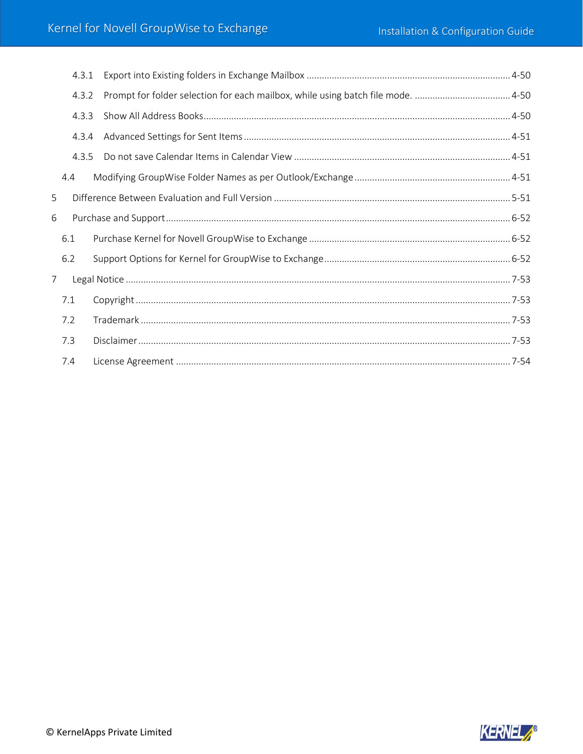4.3.1 Export into Existing folders in Exchange Mailbox ................................................................................ 4-50

4.3.2 Prompt for folder selection for each mailbox, while using batch file mode. ...................................... 4-50

4.3.3 Show All Address Books........................................................................................................................ 4-50

4.3.4 Advanced Settings for Sent Items ......................................................................................................... 4-51

4.3.5 Do not save Calendar Items in Calendar View ..................................................................................... 4-51

4.4 Modifying GroupWise Folder Names as per Outlook/Exchange ............................................................. 4-51

5 Difference Between Evaluation and Full Version ............................................................................................. 5-51

6 Purchase and Support....................................................................................................................................... 6-52

6.1 Purchase Kernel for Novell GroupWise to Exchange ............................................................................... 6-52

6.2 Support Options for Kernel for GroupWise to Exchange......................................................................... 6-52

7 Legal Notice ....................................................................................................................................................... 7-53

7.1 Copyright .................................................................................................................................................. 7-53

7.2 Trademark ................................................................................................................................................. 7-53

7.3 Disclaimer.................................................................................................................................................. 7-53

7.4 License Agreement ................................................................................................................................... 7-54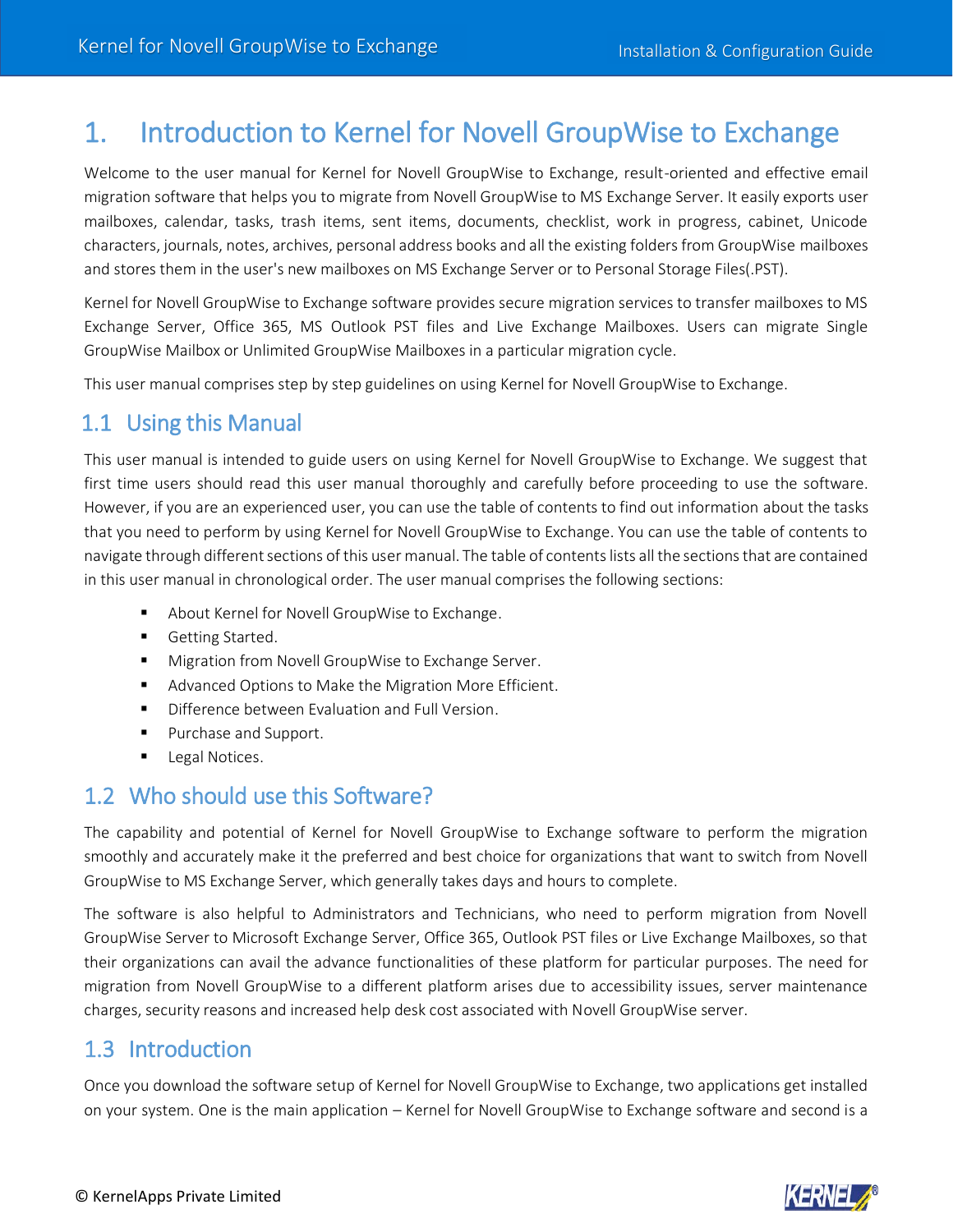# 1. Introduction to Kernel for Novell GroupWise to Exchange

Welcome to the user manual for Kernel for Novell GroupWise to Exchange, result-oriented and effective email migration software that helps you to migrate from Novell GroupWise to MS Exchange Server. It easily exports user mailboxes, calendar, tasks, trash items, sent items, documents, checklist, work in progress, cabinet, Unicode characters, journals, notes, archives, personal address books and all the existing folders from GroupWise mailboxes and stores them in the user's new mailboxes on MS Exchange Server or to Personal Storage Files(.PST).

Kernel for Novell GroupWise to Exchange software provides secure migration services to transfer mailboxes to MS Exchange Server, Office 365, MS Outlook PST files and Live Exchange Mailboxes. Users can migrate Single GroupWise Mailbox or Unlimited GroupWise Mailboxes in a particular migration cycle.

This user manual comprises step by step guidelines on using Kernel for Novell GroupWise to Exchange.

## 1.1 Using this Manual

This user manual is intended to guide users on using Kernel for Novell GroupWise to Exchange. We suggest that first time users should read this user manual thoroughly and carefully before proceeding to use the software. However, if you are an experienced user, you can use the table of contents to find out information about the tasks that you need to perform by using Kernel for Novell GroupWise to Exchange. You can use the table of contents to navigate through different sections of this user manual. The table of contents lists all the sections that are contained in this user manual in chronological order. The user manual comprises the following sections:

- About Kernel for Novell GroupWise to Exchange.
- Getting Started.
- Migration from Novell GroupWise to Exchange Server.
- Advanced Options to Make the Migration More Efficient.
- Difference between Evaluation and Full Version.
- Purchase and Support.
- Legal Notices.

## 1.2 Who should use this Software?

The capability and potential of Kernel for Novell GroupWise to Exchange software to perform the migration smoothly and accurately make it the preferred and best choice for organizations that want to switch from Novell GroupWise to MS Exchange Server, which generally takes days and hours to complete.

The software is also helpful to Administrators and Technicians, who need to perform migration from Novell GroupWise Server to Microsoft Exchange Server, Office 365, Outlook PST files or Live Exchange Mailboxes, so that their organizations can avail the advance functionalities of these platform for particular purposes. The need for migration from Novell GroupWise to a different platform arises due to accessibility issues, server maintenance charges, security reasons and increased help desk cost associated with Novell GroupWise server.

## 1.3 Introduction

Once you download the software setup of Kernel for Novell GroupWise to Exchange, two applications get installed on your system. One is the main application – Kernel for Novell GroupWise to Exchange software and second is a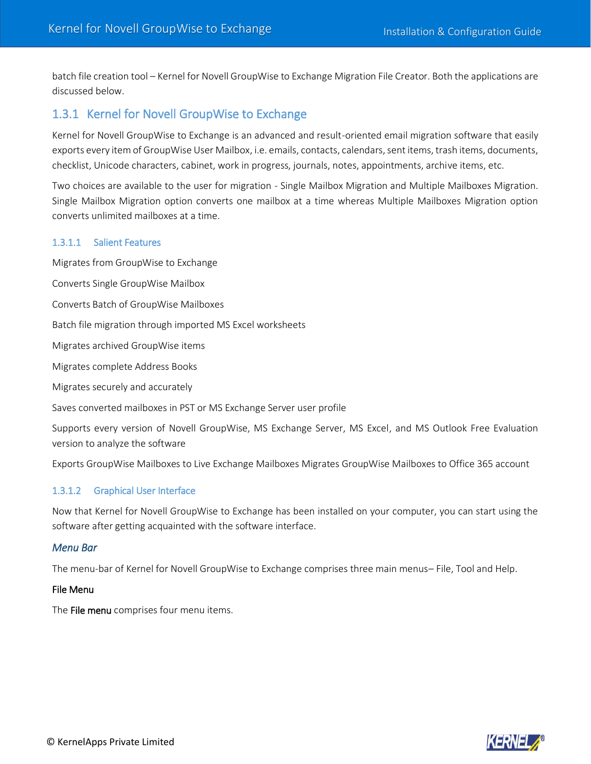batch file creation tool – Kernel for Novell GroupWise to Exchange Migration File Creator. Both the applications are discussed below.

## 1.3.1 Kernel for Novell GroupWise to Exchange

Kernel for Novell GroupWise to Exchange is an advanced and result-oriented email migration software that easily exports every item of GroupWise User Mailbox, i.e. emails, contacts, calendars, sent items, trash items, documents, checklist, Unicode characters, cabinet, work in progress, journals, notes, appointments, archive items, etc.

Two choices are available to the user for migration - Single Mailbox Migration and Multiple Mailboxes Migration. Single Mailbox Migration option converts one mailbox at a time whereas Multiple Mailboxes Migration option converts unlimited mailboxes at a time.

### 1.3.1.1 Salient Features

Migrates from GroupWise to Exchange

Converts Single GroupWise Mailbox

Converts Batch of GroupWise Mailboxes

Batch file migration through imported MS Excel worksheets

Migrates archived GroupWise items

Migrates complete Address Books

Migrates securely and accurately

Saves converted mailboxes in PST or MS Exchange Server user profile

Supports every version of Novell GroupWise, MS Exchange Server, MS Excel, and MS Outlook Free Evaluation version to analyze the software

Exports GroupWise Mailboxes to Live Exchange Mailboxes Migrates GroupWise Mailboxes to Office 365 account

### 1.3.1.2 Graphical User Interface

Now that Kernel for Novell GroupWise to Exchange has been installed on your computer, you can start using the software after getting acquainted with the software interface.

*Menu Bar*

The menu-bar of Kernel for Novell GroupWise to Exchange comprises three main menus– File, Tool and Help.

**File Menu**

The **File menu** comprises four menu items.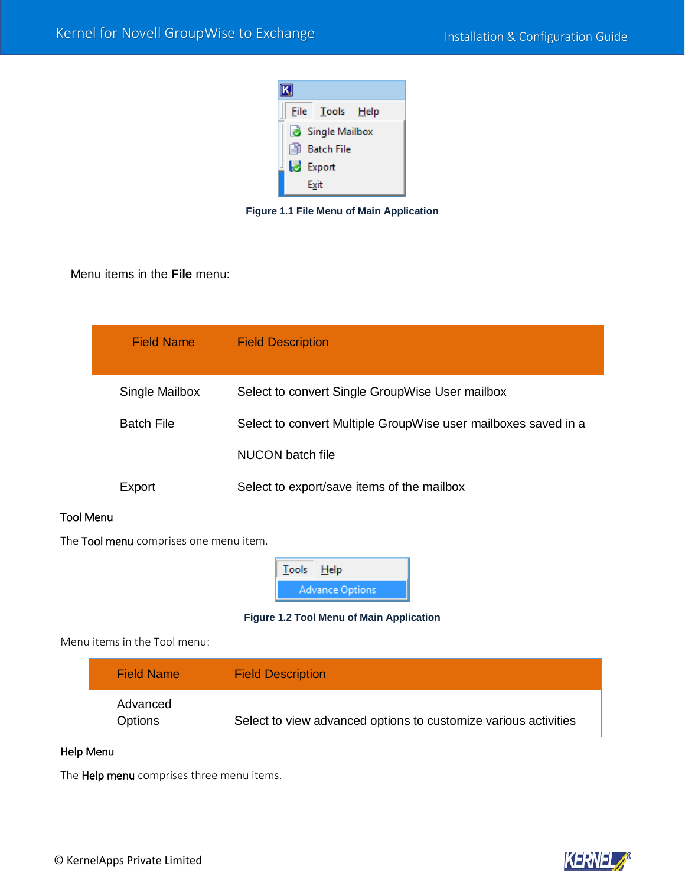Figure 1.1 File Menu of Main Application

Menu items in the **File** menu:

| Field Name | Field Description |
| --- | --- |
| Single Mailbox | Select to convert Single GroupWise User mailbox |
| Batch File | Select to convert Multiple GroupWise user mailboxes saved in a NUCON batch file |
| Export | Select to export/save items of the mailbox |

### Tool Menu

The **Tool menu** comprises one menu item.

Figure 1.2 Tool Menu of Main Application

Menu items in the Tool menu:

| Field Name | Field Description |
| --- | --- |
| Advanced Options | Select to view advanced options to customize various activities |

### Help Menu

The **Help menu** comprises three menu items.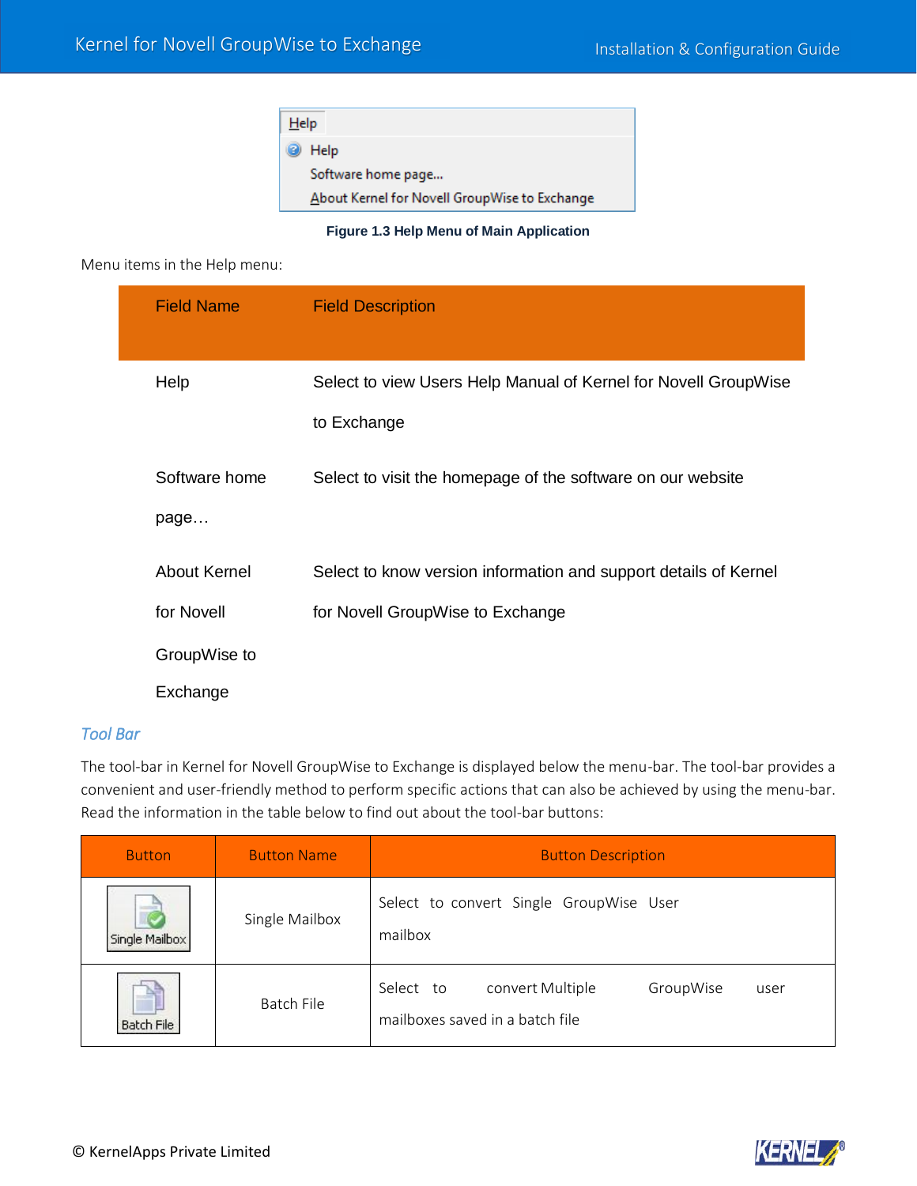Figure 1.3 Help Menu of Main Application

Menu items in the Help menu:

| Field Name | Field Description |
|---|---|
| Help | Select to view Users Help Manual of Kernel for Novell GroupWise to Exchange |
| Software home page… | Select to visit the homepage of the software on our website |
| About Kernel for Novell GroupWise to Exchange | Select to know version information and support details of Kernel for Novell GroupWise to Exchange |

### *Tool Bar*

The tool-bar in Kernel for Novell GroupWise to Exchange is displayed below the menu-bar. The tool-bar provides a convenient and user-friendly method to perform specific actions that can also be achieved by using the menu-bar. Read the information in the table below to find out about the tool-bar buttons:

| Button | Button Name | Button Description |
|---|---|---|
| Single Mailbox | Single Mailbox | Select to convert Single GroupWise User mailbox |
| Batch File | Batch File | Select to convert Multiple GroupWise user mailboxes saved in a batch file |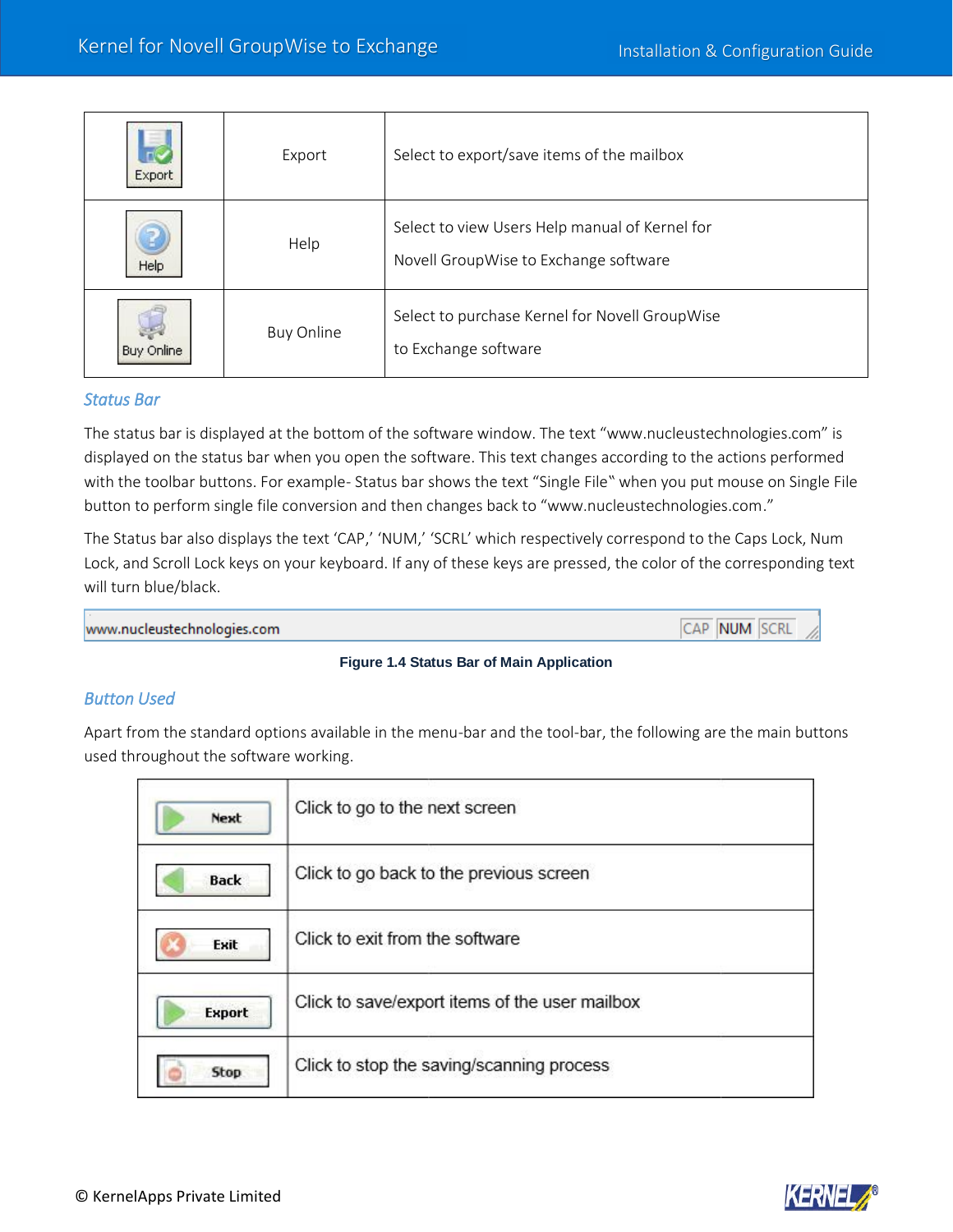| | | |
|---|---|---|
| Export | Export | Select to export/save items of the mailbox |
| Help | Help | Select to view Users Help manual of Kernel for Novell GroupWise to Exchange software |
| Buy Online | Buy Online | Select to purchase Kernel for Novell GroupWise to Exchange software |

### *Status Bar*

The status bar is displayed at the bottom of the software window. The text "www.nucleustechnologies.com" is displayed on the status bar when you open the software. This text changes according to the actions performed with the toolbar buttons. For example- Status bar shows the text "Single File" when you put mouse on Single File button to perform single file conversion and then changes back to "www.nucleustechnologies.com."

The Status bar also displays the text 'CAP,' 'NUM,' 'SCRL' which respectively correspond to the Caps Lock, Num Lock, and Scroll Lock keys on your keyboard. If any of these keys are pressed, the color of the corresponding text will turn blue/black.

www.nucleustechnologies.com CAP NUM SCRL

**Figure 1.4 Status Bar of Main Application**

### *Button Used*

Apart from the standard options available in the menu-bar and the tool-bar, the following are the main buttons used throughout the software working.

| | |
|---|---|
| Next | Click to go to the next screen |
| Back | Click to go back to the previous screen |
| Exit | Click to exit from the software |
| Export | Click to save/export items of the user mailbox |
| Stop | Click to stop the saving/scanning process |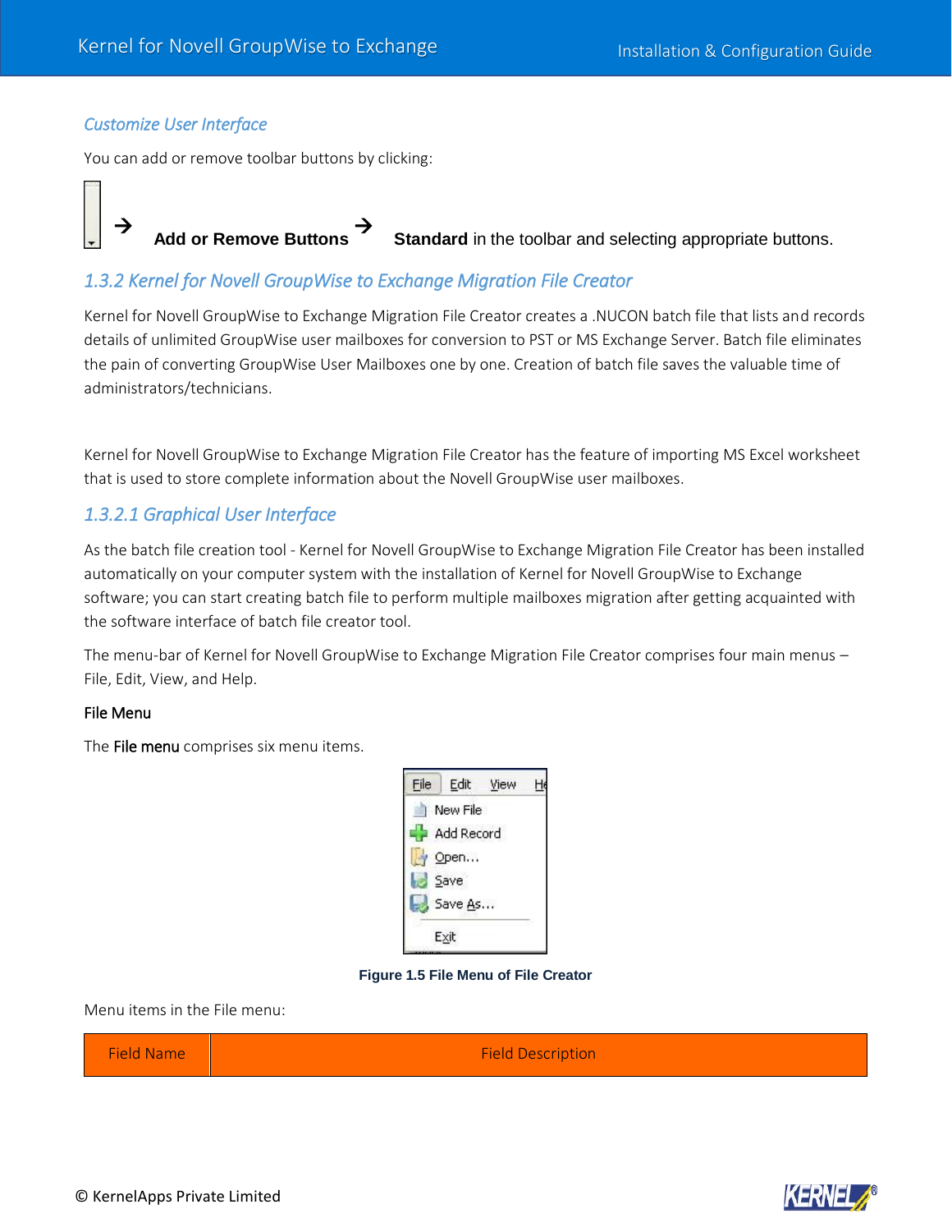### Customize User Interface

You can add or remove toolbar buttons by clicking:

→ **Add or Remove Buttons** → **Standard** in the toolbar and selecting appropriate buttons.

## 1.3.2 Kernel for Novell GroupWise to Exchange Migration File Creator

Kernel for Novell GroupWise to Exchange Migration File Creator creates a .NUCON batch file that lists and records details of unlimited GroupWise user mailboxes for conversion to PST or MS Exchange Server. Batch file eliminates the pain of converting GroupWise User Mailboxes one by one. Creation of batch file saves the valuable time of administrators/technicians.

Kernel for Novell GroupWise to Exchange Migration File Creator has the feature of importing MS Excel worksheet that is used to store complete information about the Novell GroupWise user mailboxes.

### 1.3.2.1 Graphical User Interface

As the batch file creation tool - Kernel for Novell GroupWise to Exchange Migration File Creator has been installed automatically on your computer system with the installation of Kernel for Novell GroupWise to Exchange software; you can start creating batch file to perform multiple mailboxes migration after getting acquainted with the software interface of batch file creator tool.

The menu-bar of Kernel for Novell GroupWise to Exchange Migration File Creator comprises four main menus – File, Edit, View, and Help.

**File Menu**

The **File menu** comprises six menu items.

File Edit View He
New File
Add Record
Open...
Save
Save As...
Exit

**Figure 1.5 File Menu of File Creator**

Menu items in the File menu:

| Field Name | Field Description |
|---|---|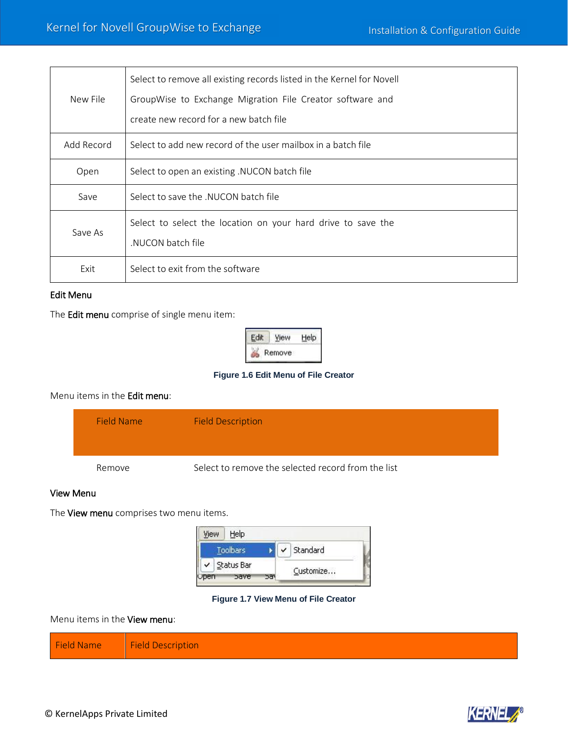| | |
|---|---|
| New File | Select to remove all existing records listed in the Kernel for Novell GroupWise to Exchange Migration File Creator software and create new record for a new batch file |
| Add Record | Select to add new record of the user mailbox in a batch file |
| Open | Select to open an existing .NUCON batch file |
| Save | Select to save the .NUCON batch file |
| Save As | Select to select the location on your hard drive to save the .NUCON batch file |
| Exit | Select to exit from the software |

### Edit Menu

The **Edit menu** comprise of single menu item:

**Figure 1.6 Edit Menu of File Creator**

Menu items in the **Edit menu**:

| Field Name | Field Description |
|---|---|
| Remove | Select to remove the selected record from the list |

### View Menu

The **View menu** comprises two menu items.

**Figure 1.7 View Menu of File Creator**

Menu items in the **View menu**:

| Field Name | Field Description |
|---|---|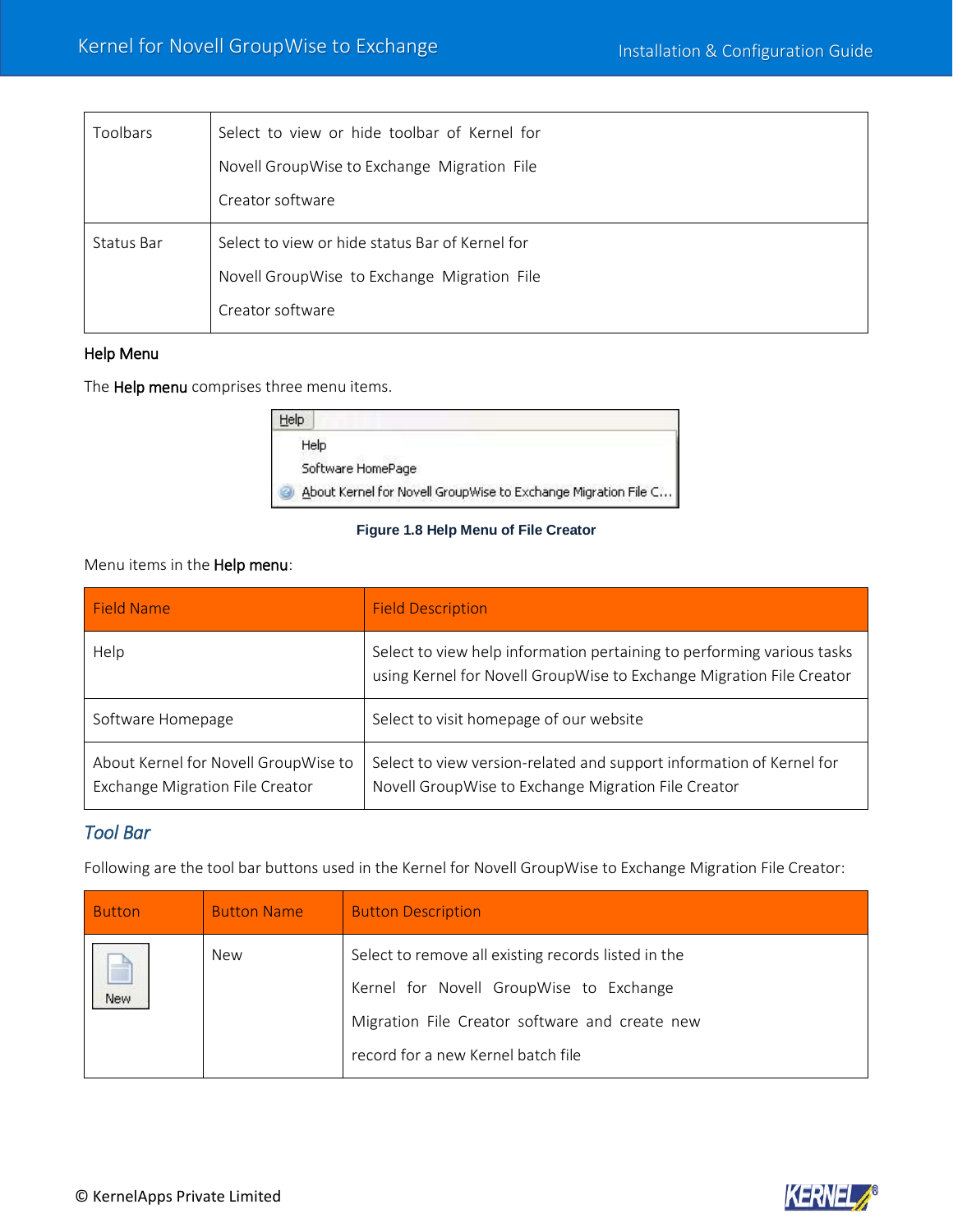| | |
|---|---|
| Toolbars | Select to view or hide toolbar of Kernel for Novell GroupWise to Exchange Migration File Creator software |
| Status Bar | Select to view or hide status Bar of Kernel for Novell GroupWise to Exchange Migration File Creator software |

### Help Menu

The **Help menu** comprises three menu items.

Figure 1.8 Help Menu of File Creator

Menu items in the **Help menu**:

| Field Name | Field Description |
|---|---|
| Help | Select to view help information pertaining to performing various tasks using Kernel for Novell GroupWise to Exchange Migration File Creator |
| Software Homepage | Select to visit homepage of our website |
| About Kernel for Novell GroupWise to Exchange Migration File Creator | Select to view version-related and support information of Kernel for Novell GroupWise to Exchange Migration File Creator |

## *Tool Bar*

Following are the tool bar buttons used in the Kernel for Novell GroupWise to Exchange Migration File Creator:

| Button | Button Name | Button Description |
|---|---|---|
| New | New | Select to remove all existing records listed in the Kernel for Novell GroupWise to Exchange Migration File Creator software and create new record for a new Kernel batch file |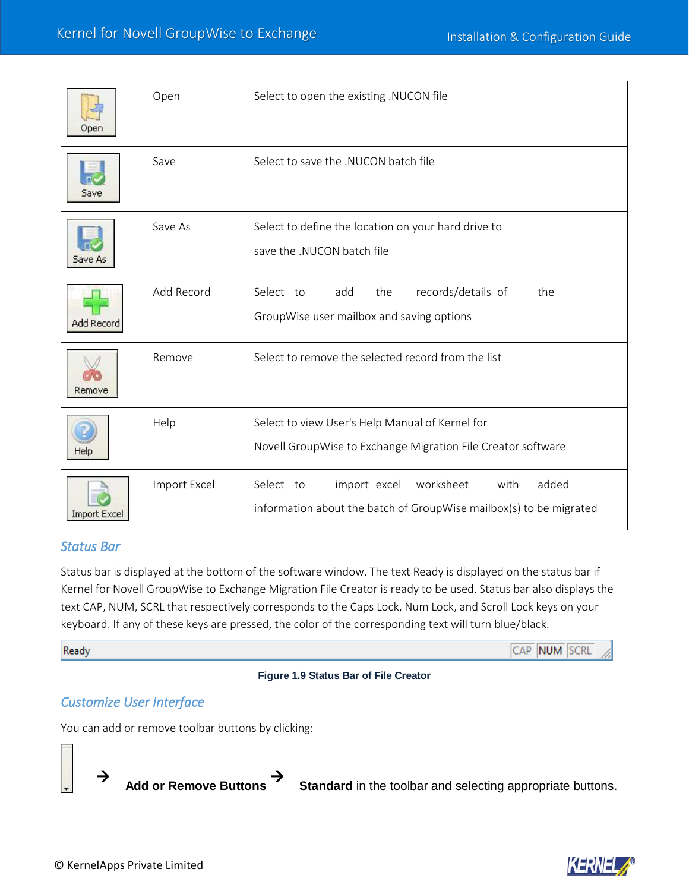| | | |
|---|---|---|
| Open | Open | Select to open the existing .NUCON file |
| Save | Save | Select to save the .NUCON batch file |
| Save As | Save As | Select to define the location on your hard drive to save the .NUCON batch file |
| Add Record | Add Record | Select to add the records/details of the GroupWise user mailbox and saving options |
| Remove | Remove | Select to remove the selected record from the list |
| Help | Help | Select to view User's Help Manual of Kernel for Novell GroupWise to Exchange Migration File Creator software |
| Import Excel | Import Excel | Select to import excel worksheet with added information about the batch of GroupWise mailbox(s) to be migrated |

## Status Bar

Status bar is displayed at the bottom of the software window. The text Ready is displayed on the status bar if Kernel for Novell GroupWise to Exchange Migration File Creator is ready to be used. Status bar also displays the text CAP, NUM, SCRL that respectively corresponds to the Caps Lock, Num Lock, and Scroll Lock keys on your keyboard. If any of these keys are pressed, the color of the corresponding text will turn blue/black.

Ready CAP NUM SCRL

**Figure 1.9 Status Bar of File Creator**

## Customize User Interface

You can add or remove toolbar buttons by clicking:

→ **Add or Remove Buttons** → **Standard** in the toolbar and selecting appropriate buttons.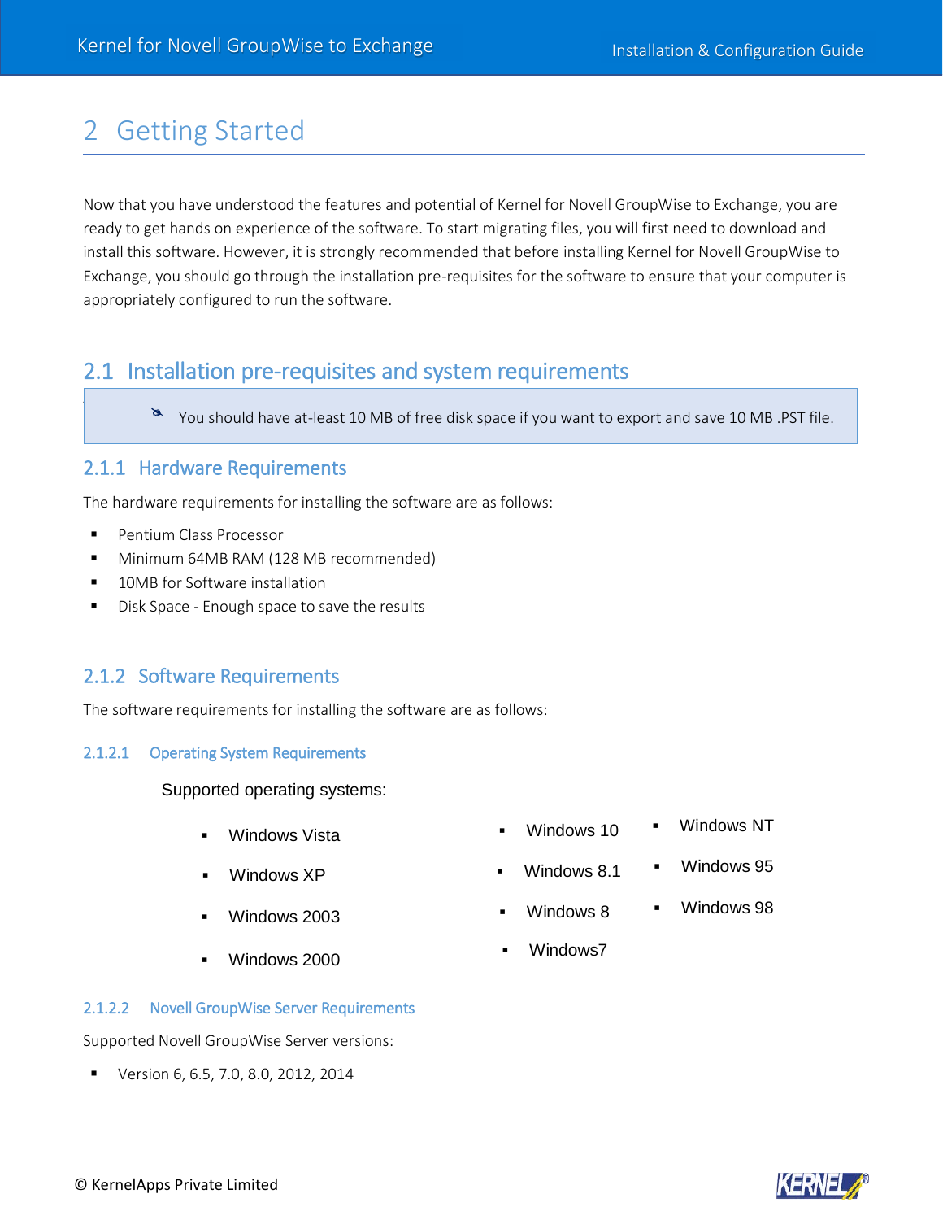# 2 Getting Started

Now that you have understood the features and potential of Kernel for Novell GroupWise to Exchange, you are ready to get hands on experience of the software. To start migrating files, you will first need to download and install this software. However, it is strongly recommended that before installing Kernel for Novell GroupWise to Exchange, you should go through the installation pre-requisites for the software to ensure that your computer is appropriately configured to run the software.

## 2.1 Installation pre-requisites and system requirements

> You should have at-least 10 MB of free disk space if you want to export and save 10 MB .PST file.

### 2.1.1 Hardware Requirements

The hardware requirements for installing the software are as follows:

- Pentium Class Processor
- Minimum 64MB RAM (128 MB recommended)
- 10MB for Software installation
- Disk Space - Enough space to save the results

### 2.1.2 Software Requirements

The software requirements for installing the software are as follows:

#### 2.1.2.1 Operating System Requirements

Supported operating systems:

- Windows Vista
- Windows XP
- Windows 2003
- Windows 2000
- Windows 10
- Windows 8.1
- Windows 8
- Windows7
- Windows NT
- Windows 95
- Windows 98

#### 2.1.2.2 Novell GroupWise Server Requirements

Supported Novell GroupWise Server versions:

- Version 6, 6.5, 7.0, 8.0, 2012, 2014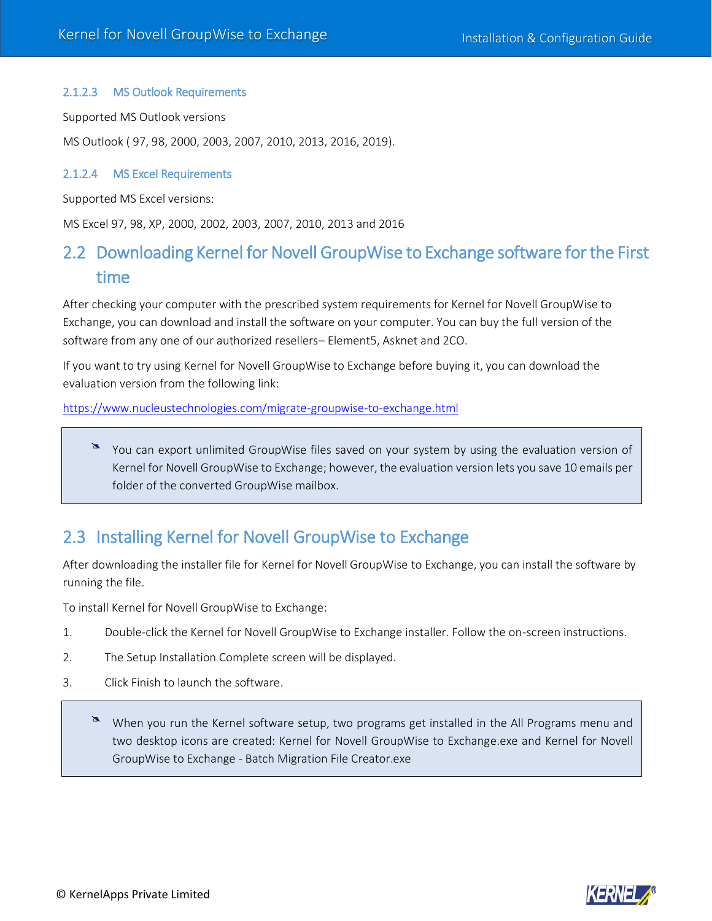#### 2.1.2.3 MS Outlook Requirements

Supported MS Outlook versions

MS Outlook ( 97, 98, 2000, 2003, 2007, 2010, 2013, 2016, 2019).

#### 2.1.2.4 MS Excel Requirements

Supported MS Excel versions:

MS Excel 97, 98, XP, 2000, 2002, 2003, 2007, 2010, 2013 and 2016

## 2.2 Downloading Kernel for Novell GroupWise to Exchange software for the First time

After checking your computer with the prescribed system requirements for Kernel for Novell GroupWise to Exchange, you can download and install the software on your computer. You can buy the full version of the software from any one of our authorized resellers– Element5, Asknet and 2CO.

If you want to try using Kernel for Novell GroupWise to Exchange before buying it, you can download the evaluation version from the following link:

https://www.nucleustechnologies.com/migrate-groupwise-to-exchange.html

> You can export unlimited GroupWise files saved on your system by using the evaluation version of Kernel for Novell GroupWise to Exchange; however, the evaluation version lets you save 10 emails per folder of the converted GroupWise mailbox.

## 2.3 Installing Kernel for Novell GroupWise to Exchange

After downloading the installer file for Kernel for Novell GroupWise to Exchange, you can install the software by running the file.

To install Kernel for Novell GroupWise to Exchange:

1. Double-click the Kernel for Novell GroupWise to Exchange installer. Follow the on-screen instructions.
2. The Setup Installation Complete screen will be displayed.
3. Click Finish to launch the software.

> When you run the Kernel software setup, two programs get installed in the All Programs menu and two desktop icons are created: Kernel for Novell GroupWise to Exchange.exe and Kernel for Novell GroupWise to Exchange - Batch Migration File Creator.exe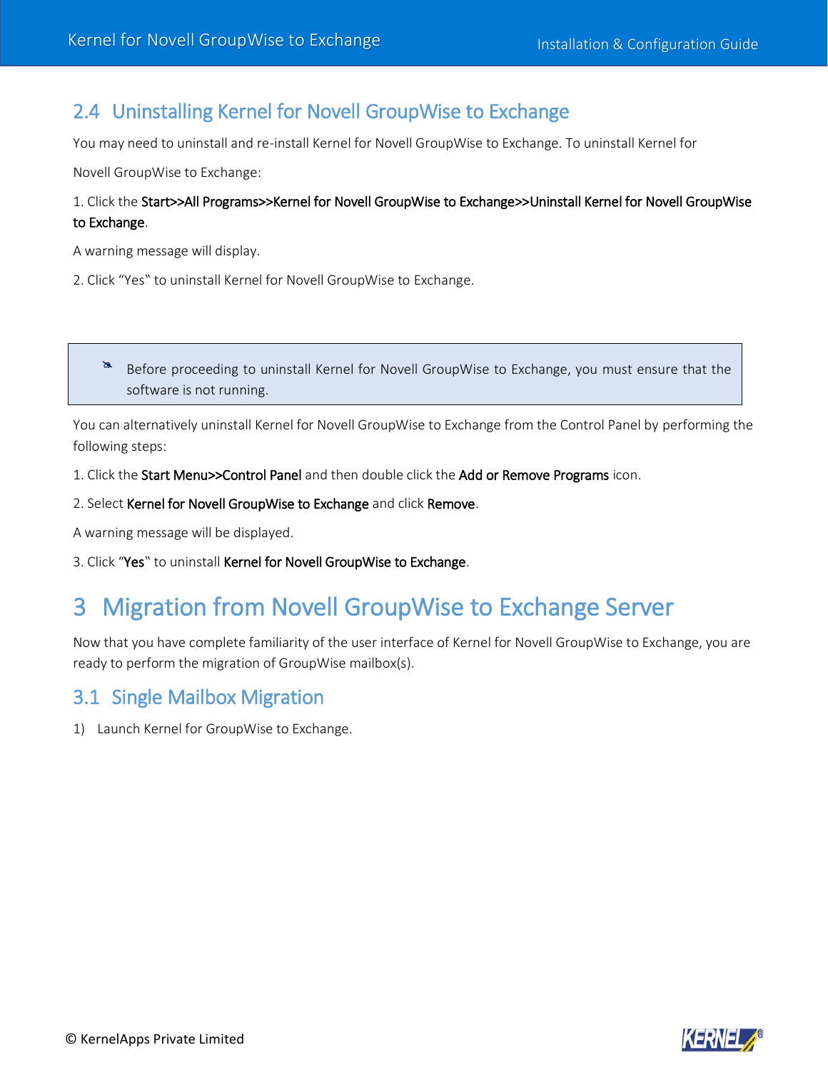## 2.4 Uninstalling Kernel for Novell GroupWise to Exchange

You may need to uninstall and re-install Kernel for Novell GroupWise to Exchange. To uninstall Kernel for Novell GroupWise to Exchange:

1. Click the **Start>>All Programs>>Kernel for Novell GroupWise to Exchange>>Uninstall Kernel for Novell GroupWise to Exchange**.

A warning message will display.

2. Click "Yes‟ to uninstall Kernel for Novell GroupWise to Exchange.

> Before proceeding to uninstall Kernel for Novell GroupWise to Exchange, you must ensure that the software is not running.

You can alternatively uninstall Kernel for Novell GroupWise to Exchange from the Control Panel by performing the following steps:

1. Click the **Start Menu>>Control Panel** and then double click the **Add or Remove Programs** icon.

2. Select **Kernel for Novell GroupWise to Exchange** and click **Remove**.

A warning message will be displayed.

3. Click "**Yes**‟ to uninstall **Kernel for Novell GroupWise to Exchange**.

# 3 Migration from Novell GroupWise to Exchange Server

Now that you have complete familiarity of the user interface of Kernel for Novell GroupWise to Exchange, you are ready to perform the migration of GroupWise mailbox(s).

## 3.1 Single Mailbox Migration

1) Launch Kernel for GroupWise to Exchange.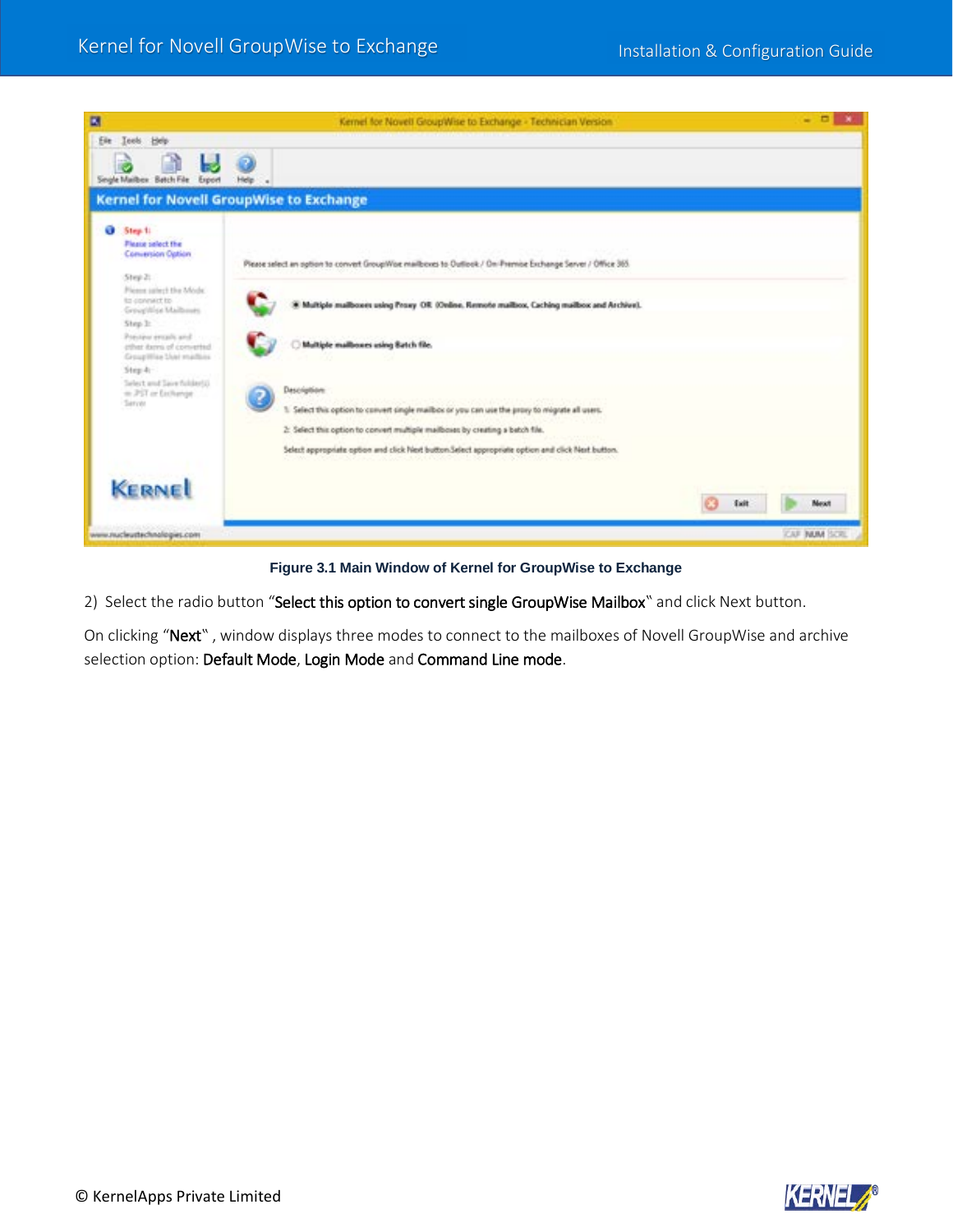Figure 3.1 Main Window of Kernel for GroupWise to Exchange

2) Select the radio button "Select this option to convert single GroupWise Mailbox" and click Next button.

On clicking "Next" , window displays three modes to connect to the mailboxes of Novell GroupWise and archive selection option: Default Mode, Login Mode and Command Line mode.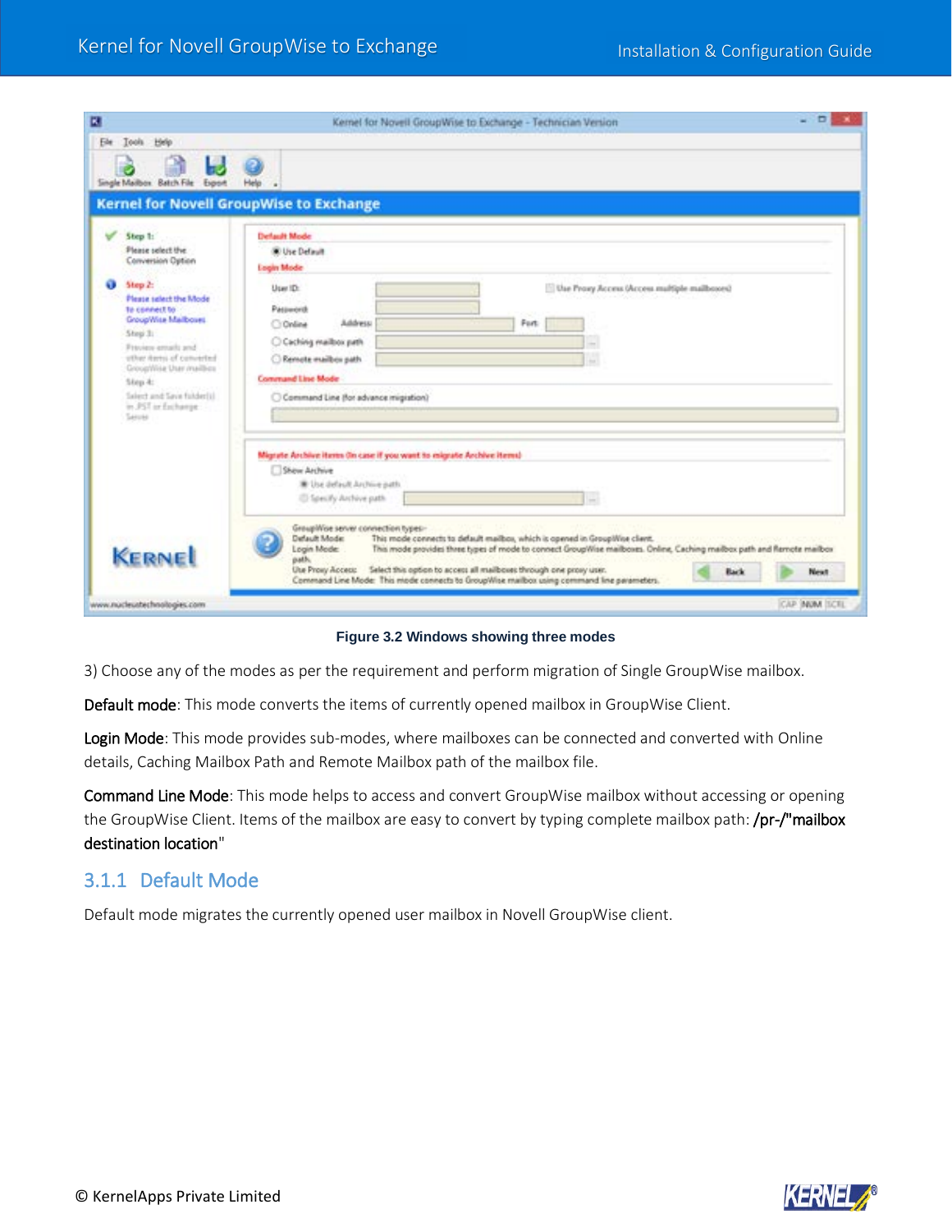Figure 3.2 Windows showing three modes

3) Choose any of the modes as per the requirement and perform migration of Single GroupWise mailbox.

**Default mode**: This mode converts the items of currently opened mailbox in GroupWise Client.

**Login Mode**: This mode provides sub-modes, where mailboxes can be connected and converted with Online details, Caching Mailbox Path and Remote Mailbox path of the mailbox file.

**Command Line Mode**: This mode helps to access and convert GroupWise mailbox without accessing or opening the GroupWise Client. Items of the mailbox are easy to convert by typing complete mailbox path: /pr-/"mailbox destination location"

### 3.1.1 Default Mode

Default mode migrates the currently opened user mailbox in Novell GroupWise client.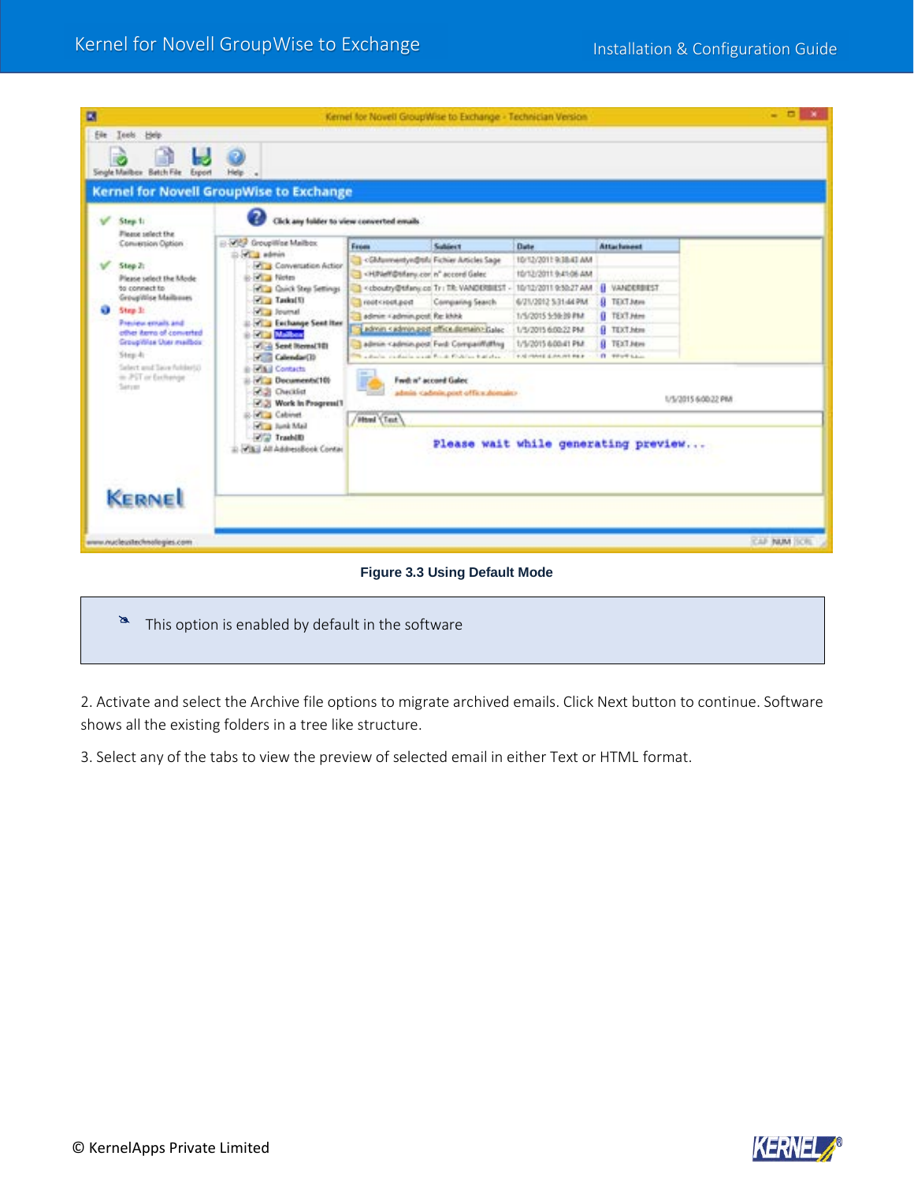Figure 3.3 Using Default Mode

> This option is enabled by default in the software

2. Activate and select the Archive file options to migrate archived emails. Click Next button to continue. Software shows all the existing folders in a tree like structure.

3. Select any of the tabs to view the preview of selected email in either Text or HTML format.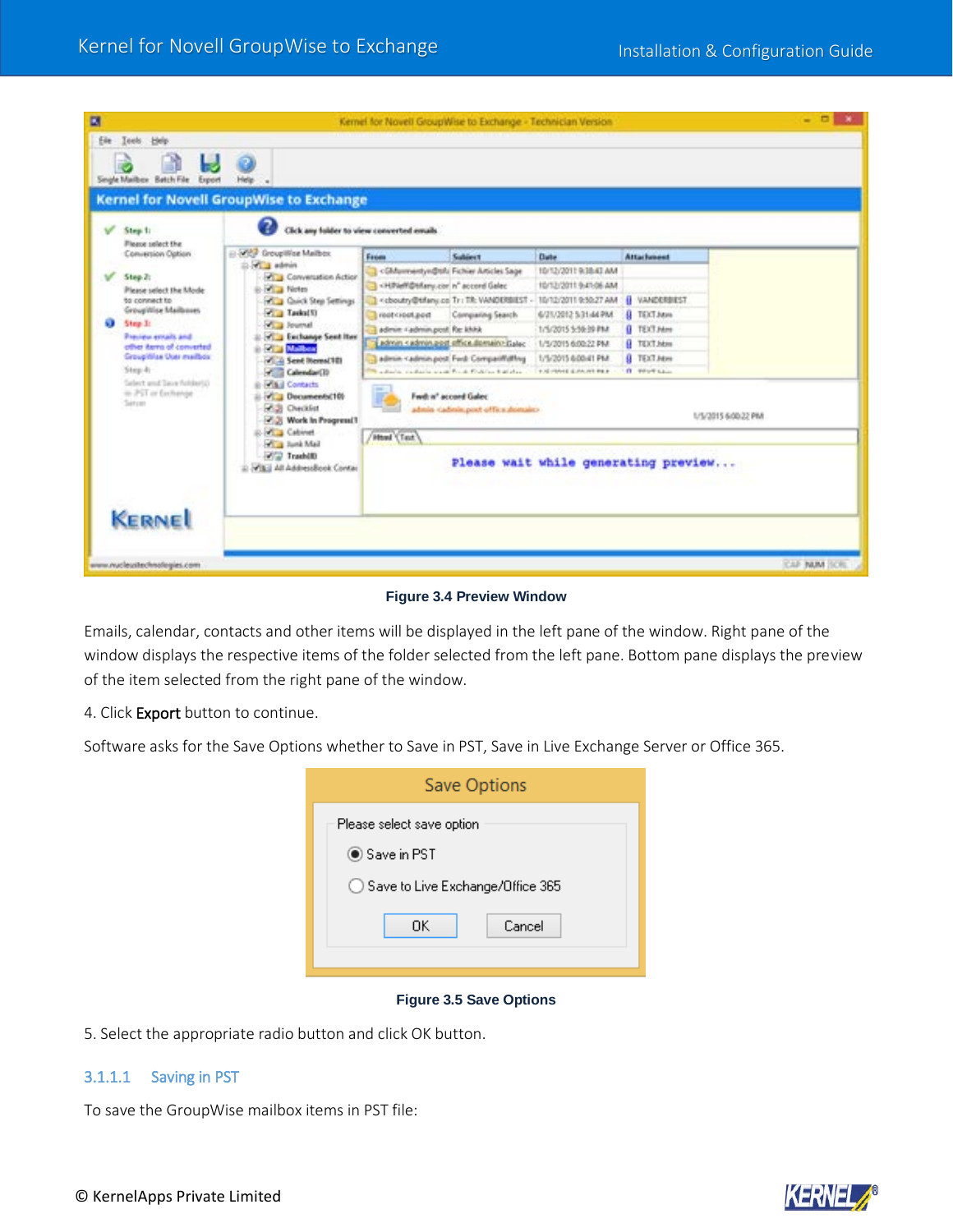Figure 3.4 Preview Window

Emails, calendar, contacts and other items will be displayed in the left pane of the window. Right pane of the window displays the respective items of the folder selected from the left pane. Bottom pane displays the preview of the item selected from the right pane of the window.

4. Click **Export** button to continue.

Software asks for the Save Options whether to Save in PST, Save in Live Exchange Server or Office 365.

Figure 3.5 Save Options

5. Select the appropriate radio button and click OK button.

#### 3.1.1.1 Saving in PST

To save the GroupWise mailbox items in PST file: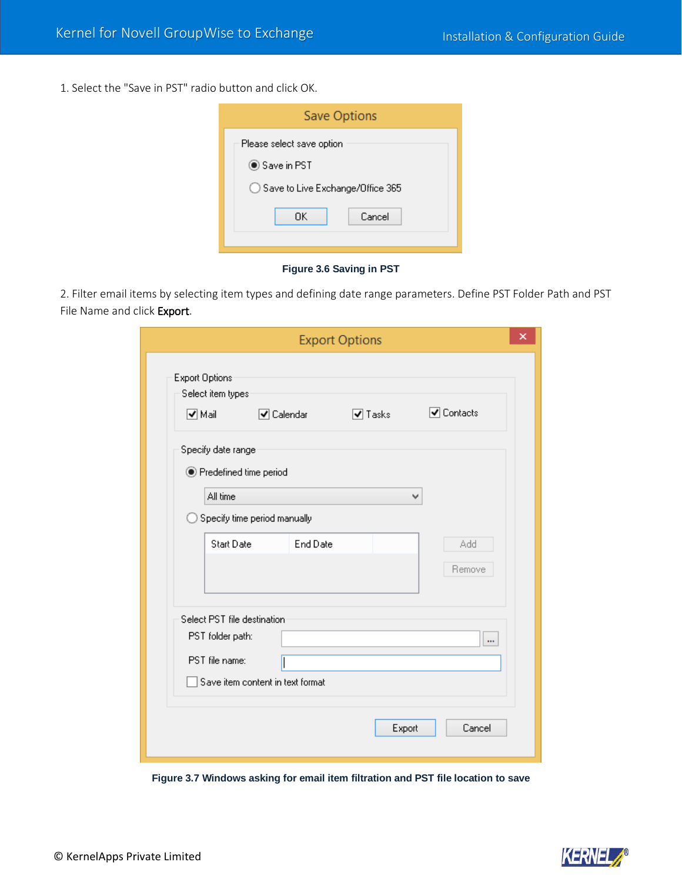1. Select the "Save in PST" radio button and click OK.

**Figure 3.6 Saving in PST**

2. Filter email items by selecting item types and defining date range parameters. Define PST Folder Path and PST File Name and click **Export**.

**Figure 3.7 Windows asking for email item filtration and PST file location to save**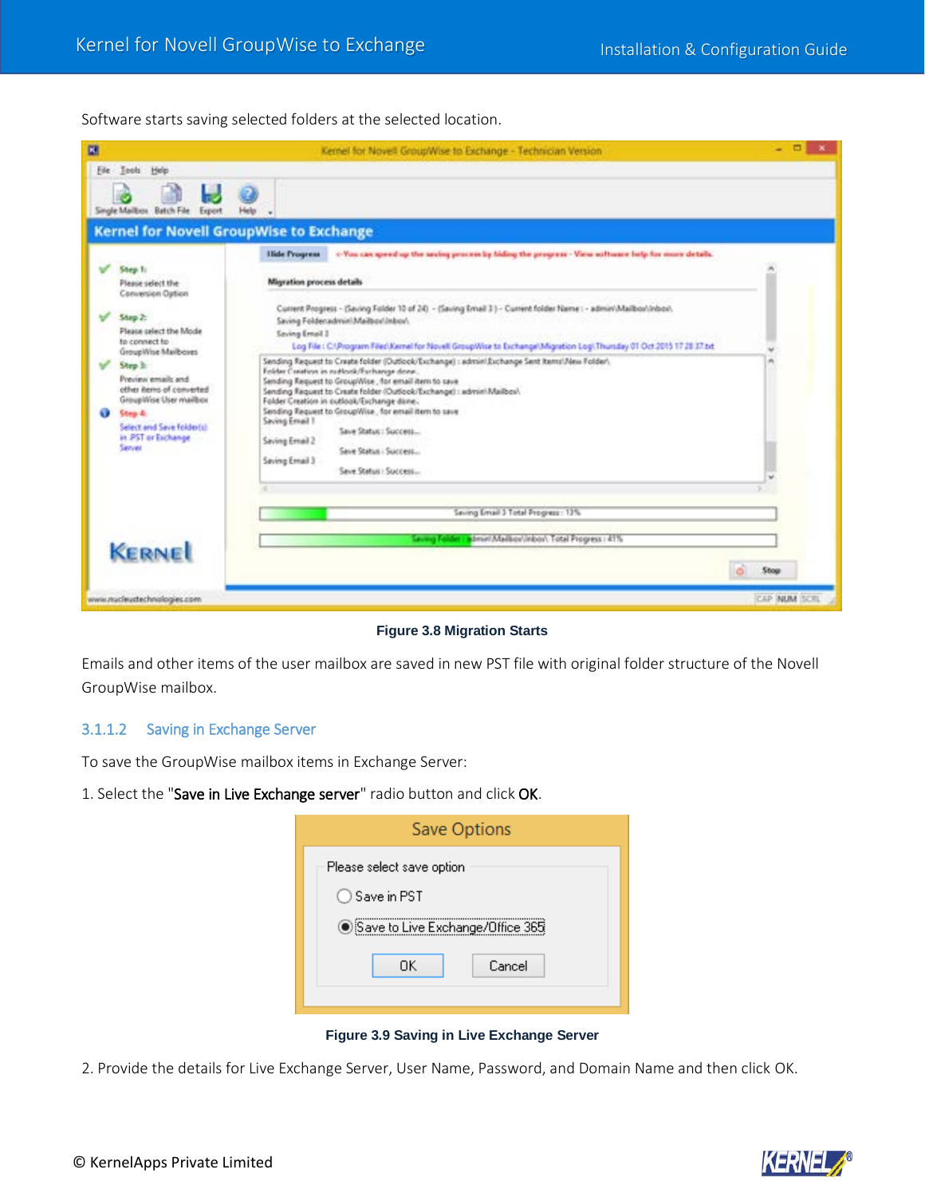Software starts saving selected folders at the selected location.

Figure 3.8 Migration Starts

Emails and other items of the user mailbox are saved in new PST file with original folder structure of the Novell GroupWise mailbox.

### 3.1.1.2 Saving in Exchange Server

To save the GroupWise mailbox items in Exchange Server:

1. Select the "**Save in Live Exchange server**" radio button and click **OK**.

Figure 3.9 Saving in Live Exchange Server

2. Provide the details for Live Exchange Server, User Name, Password, and Domain Name and then click OK.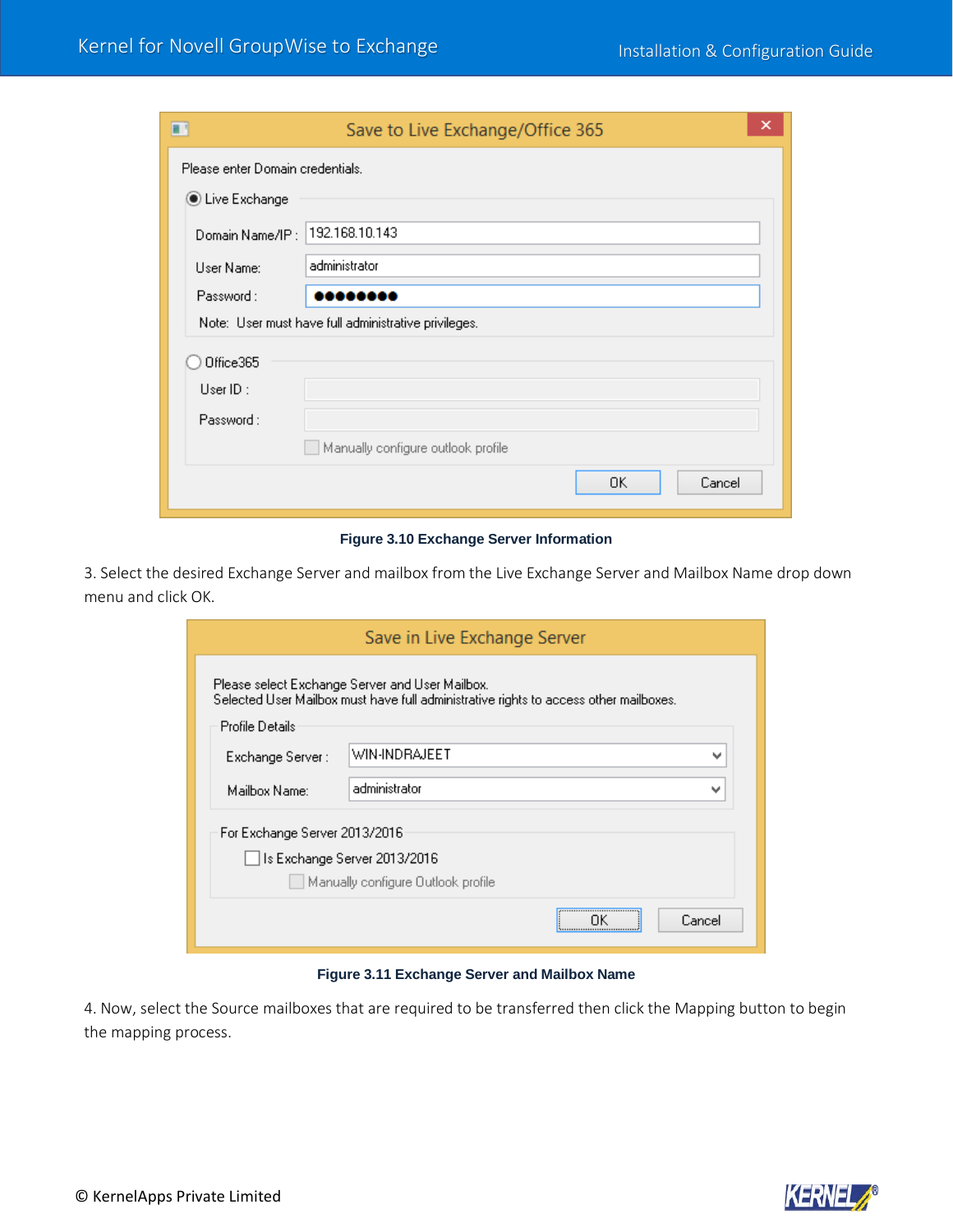**Figure 3.10 Exchange Server Information**

3. Select the desired Exchange Server and mailbox from the Live Exchange Server and Mailbox Name drop down menu and click OK.

**Figure 3.11 Exchange Server and Mailbox Name**

4. Now, select the Source mailboxes that are required to be transferred then click the Mapping button to begin the mapping process.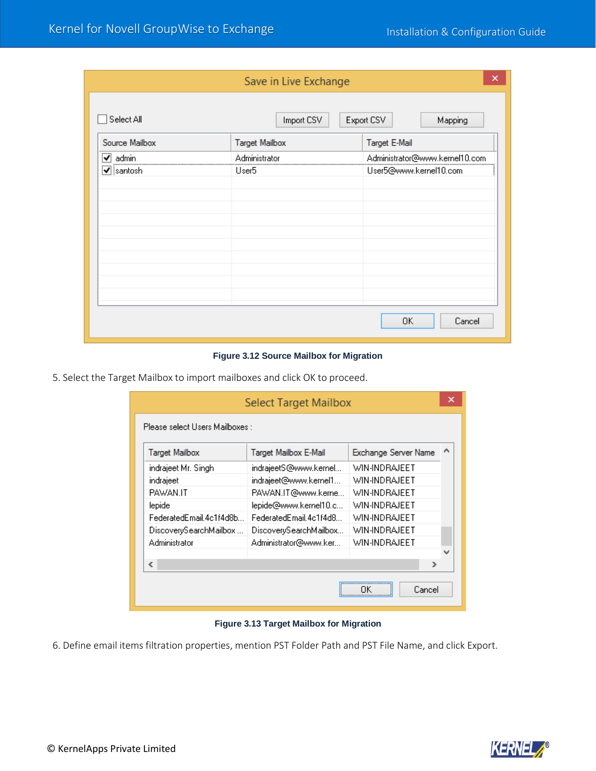Figure 3.12 Source Mailbox for Migration

5. Select the Target Mailbox to import mailboxes and click OK to proceed.

Figure 3.13 Target Mailbox for Migration

6. Define email items filtration properties, mention PST Folder Path and PST File Name, and click Export.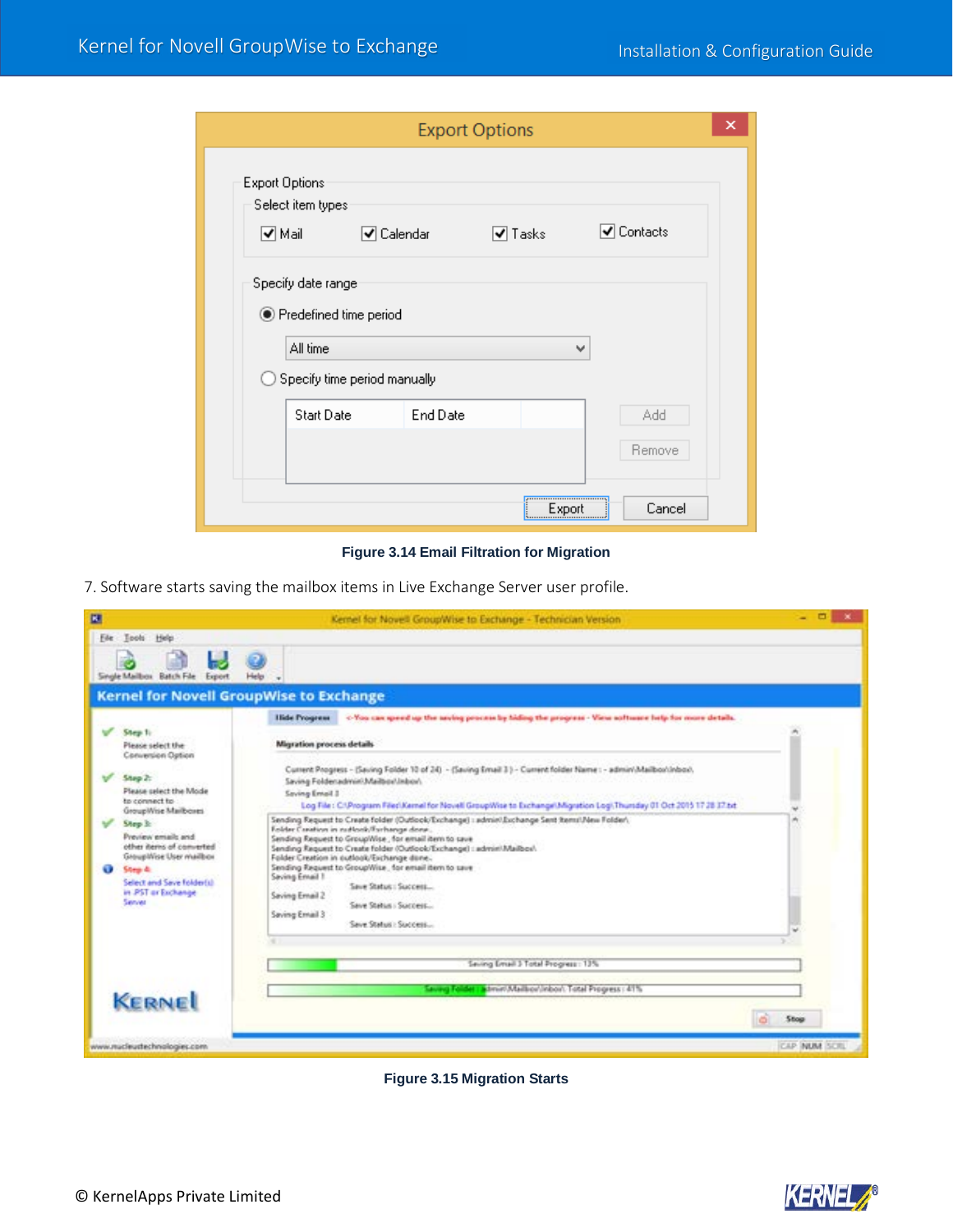Figure 3.14 Email Filtration for Migration

7. Software starts saving the mailbox items in Live Exchange Server user profile.

Figure 3.15 Migration Starts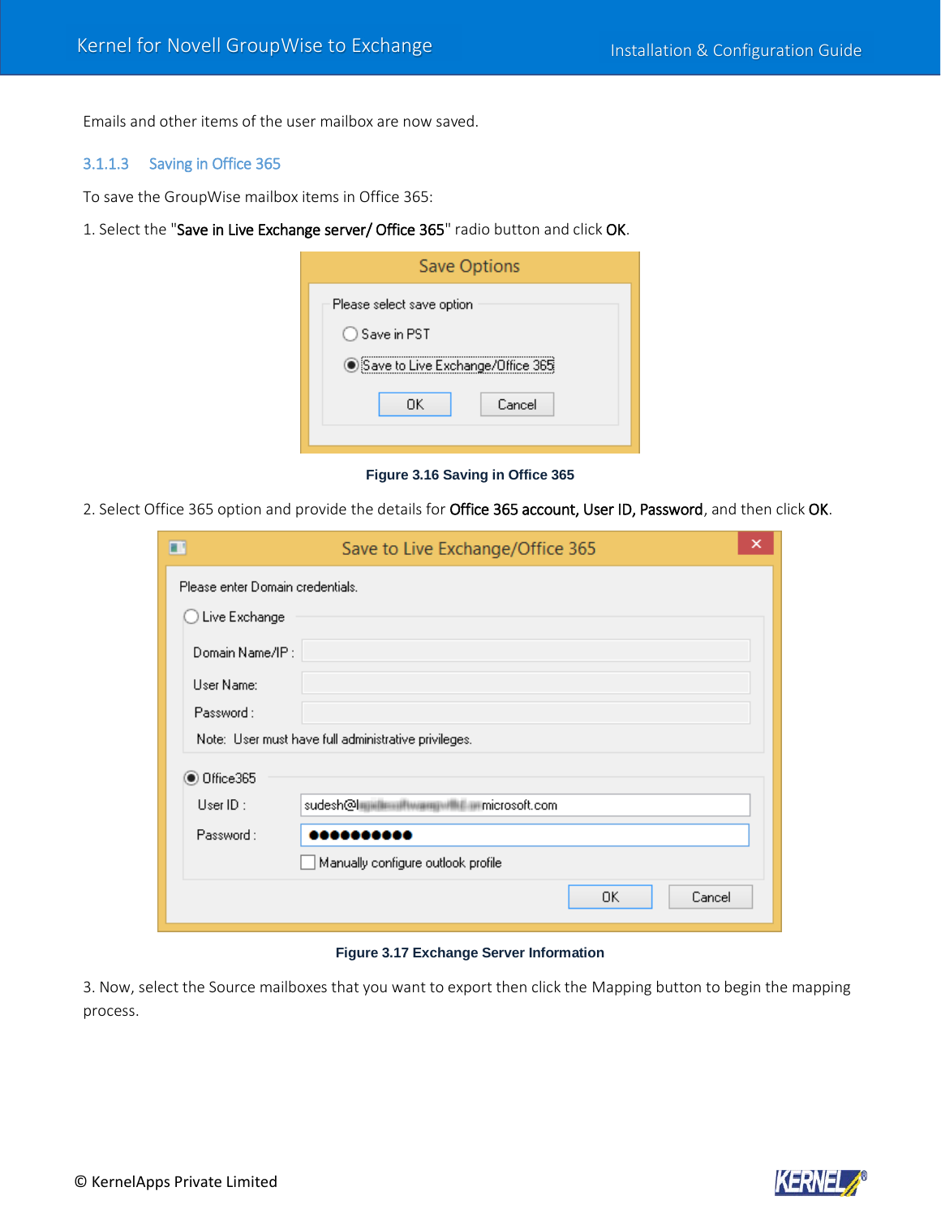Emails and other items of the user mailbox are now saved.

### 3.1.1.3 Saving in Office 365

To save the GroupWise mailbox items in Office 365:

1. Select the "**Save in Live Exchange server/ Office 365**" radio button and click **OK**.

**Figure 3.16 Saving in Office 365**

2. Select Office 365 option and provide the details for **Office 365 account, User ID, Password**, and then click **OK**.

**Figure 3.17 Exchange Server Information**

3. Now, select the Source mailboxes that you want to export then click the Mapping button to begin the mapping process.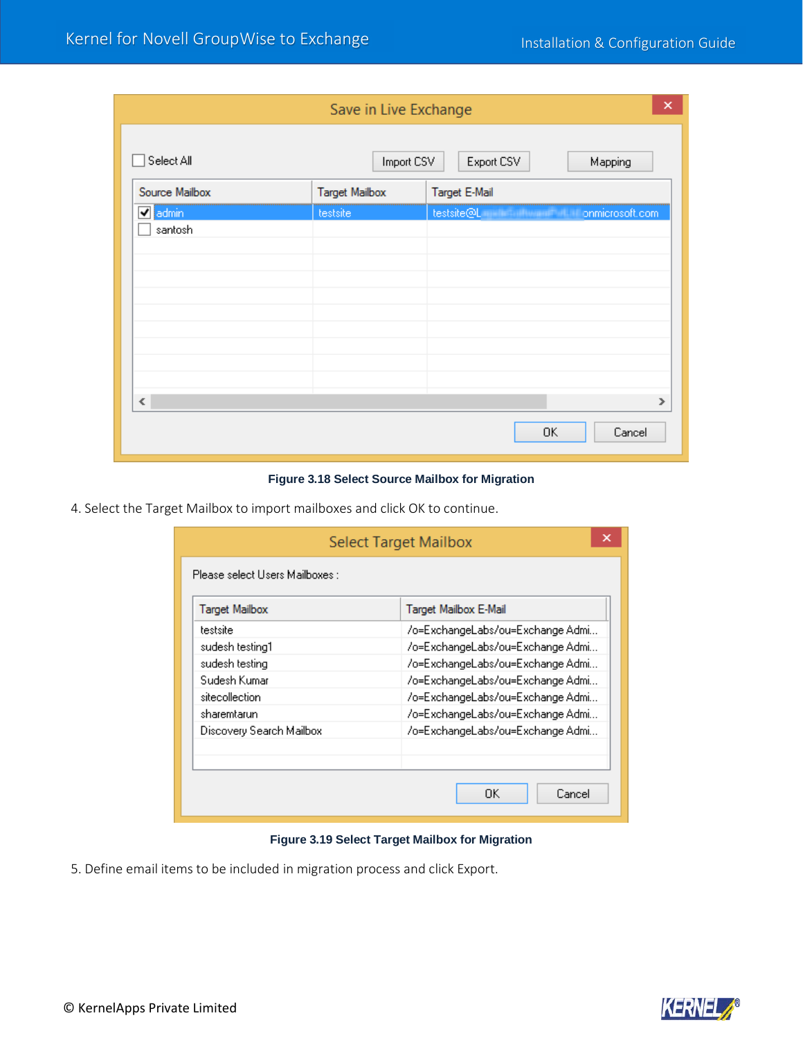Figure 3.18 Select Source Mailbox for Migration

4. Select the Target Mailbox to import mailboxes and click OK to continue.

Figure 3.19 Select Target Mailbox for Migration

5. Define email items to be included in migration process and click Export.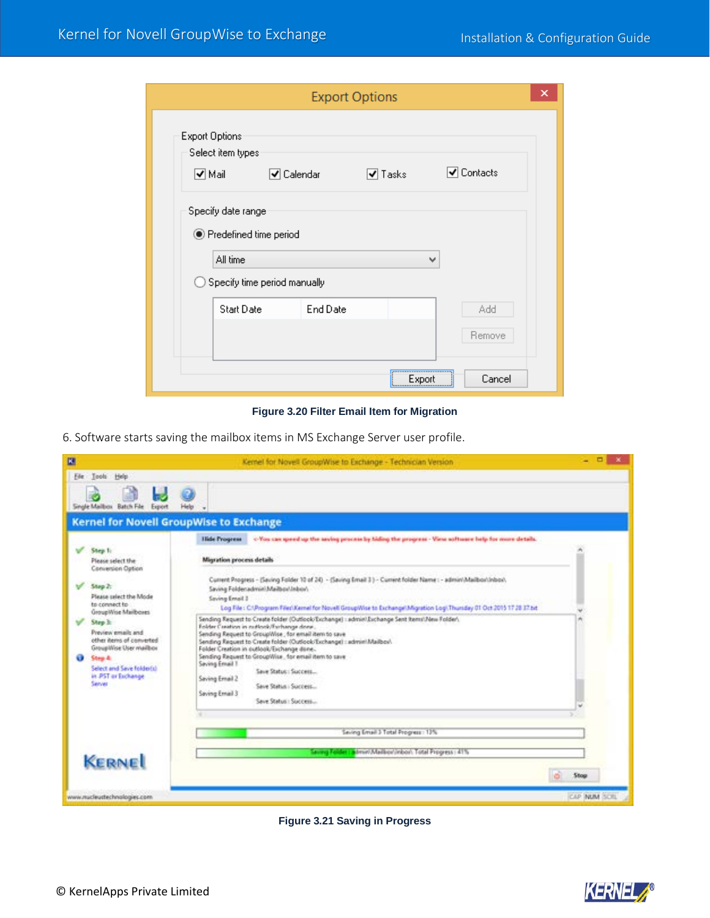Figure 3.20 Filter Email Item for Migration

6. Software starts saving the mailbox items in MS Exchange Server user profile.

Figure 3.21 Saving in Progress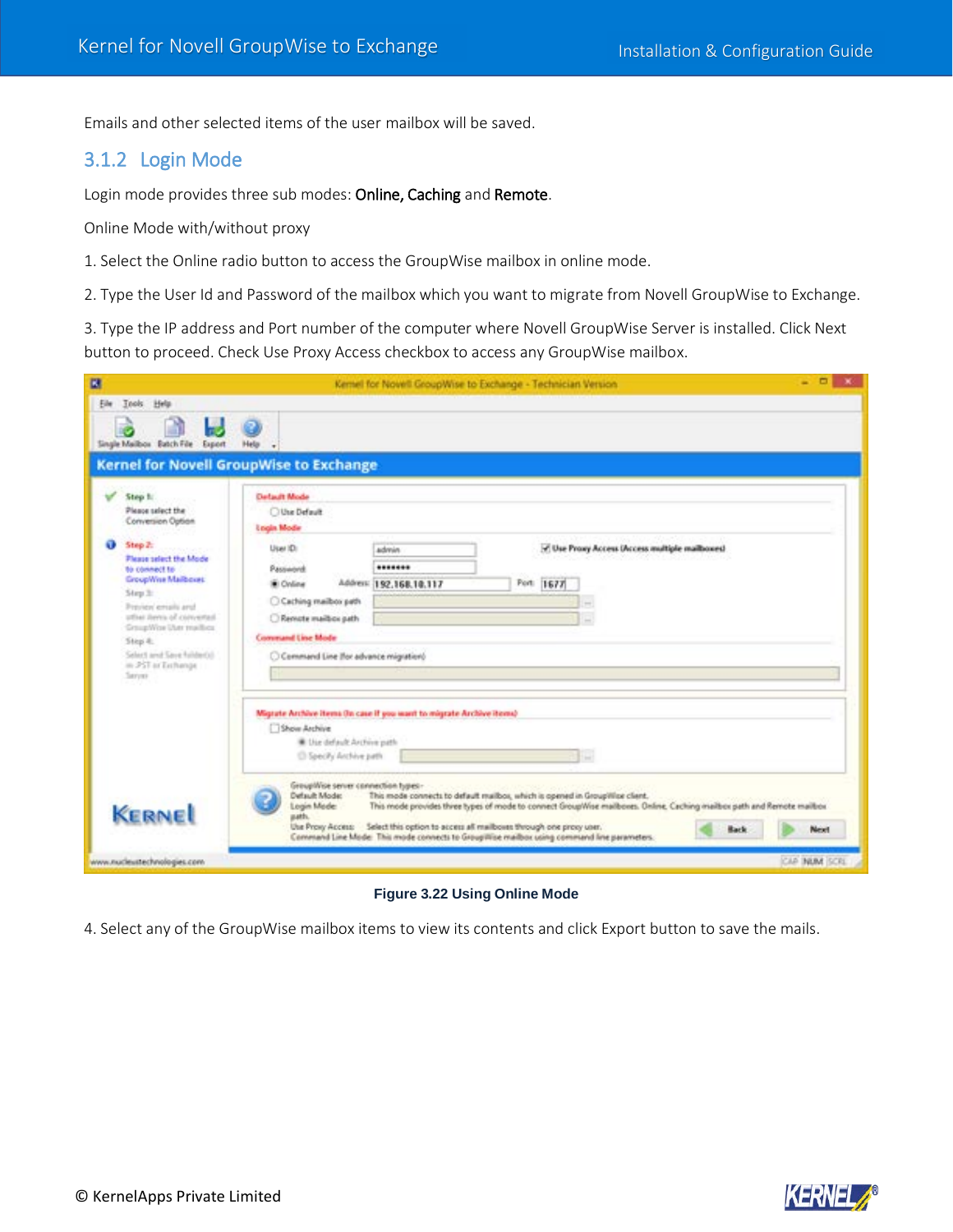Emails and other selected items of the user mailbox will be saved.

### 3.1.2 Login Mode

Login mode provides three sub modes: **Online, Caching** and **Remote**.

Online Mode with/without proxy

1. Select the Online radio button to access the GroupWise mailbox in online mode.

2. Type the User Id and Password of the mailbox which you want to migrate from Novell GroupWise to Exchange.

3. Type the IP address and Port number of the computer where Novell GroupWise Server is installed. Click Next button to proceed. Check Use Proxy Access checkbox to access any GroupWise mailbox.

**Figure 3.22 Using Online Mode**

4. Select any of the GroupWise mailbox items to view its contents and click Export button to save the mails.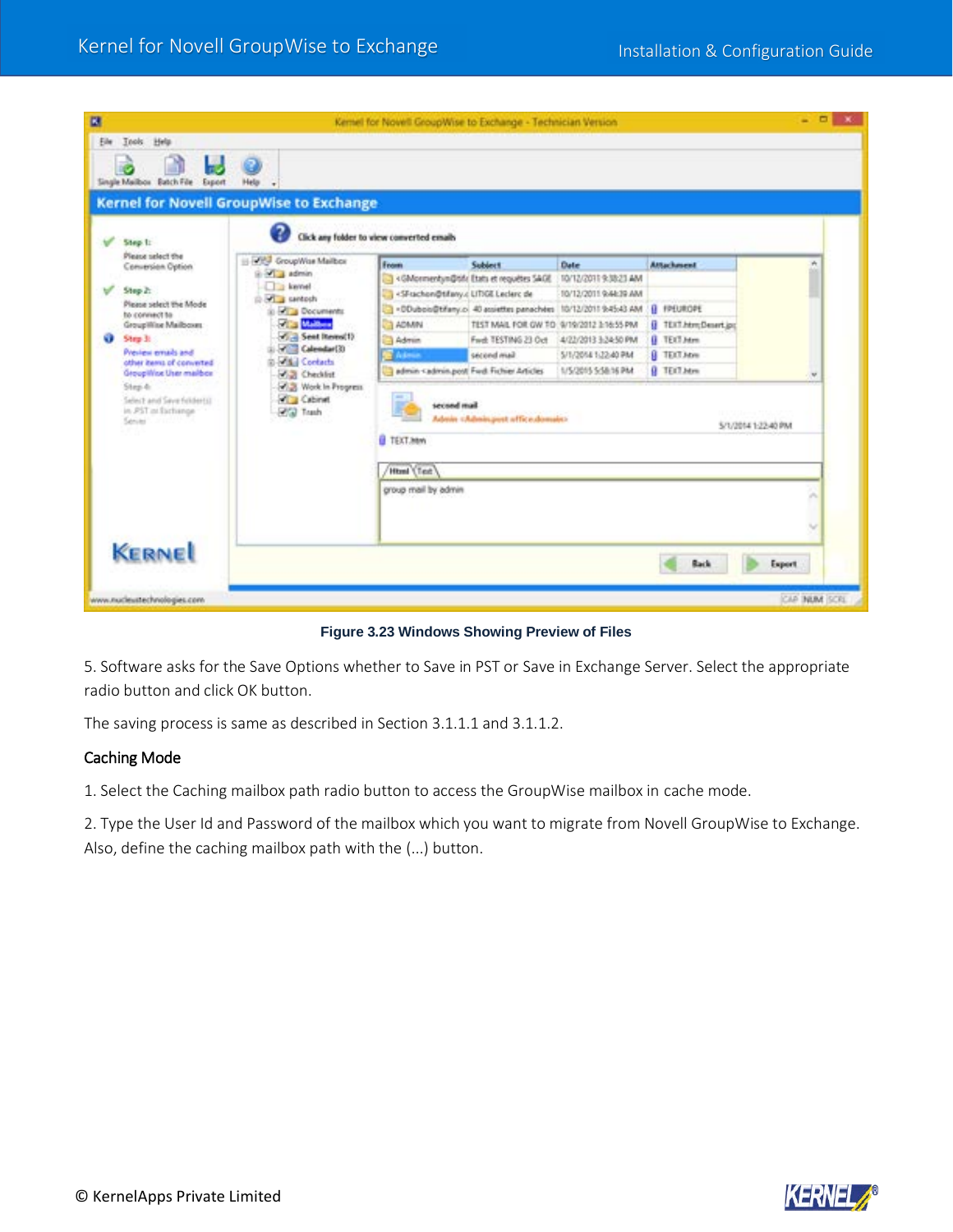Figure 3.23 Windows Showing Preview of Files

5. Software asks for the Save Options whether to Save in PST or Save in Exchange Server. Select the appropriate radio button and click OK button.

The saving process is same as described in Section 3.1.1.1 and 3.1.1.2.

### Caching Mode

1. Select the Caching mailbox path radio button to access the GroupWise mailbox in cache mode.

2. Type the User Id and Password of the mailbox which you want to migrate from Novell GroupWise to Exchange. Also, define the caching mailbox path with the (...) button.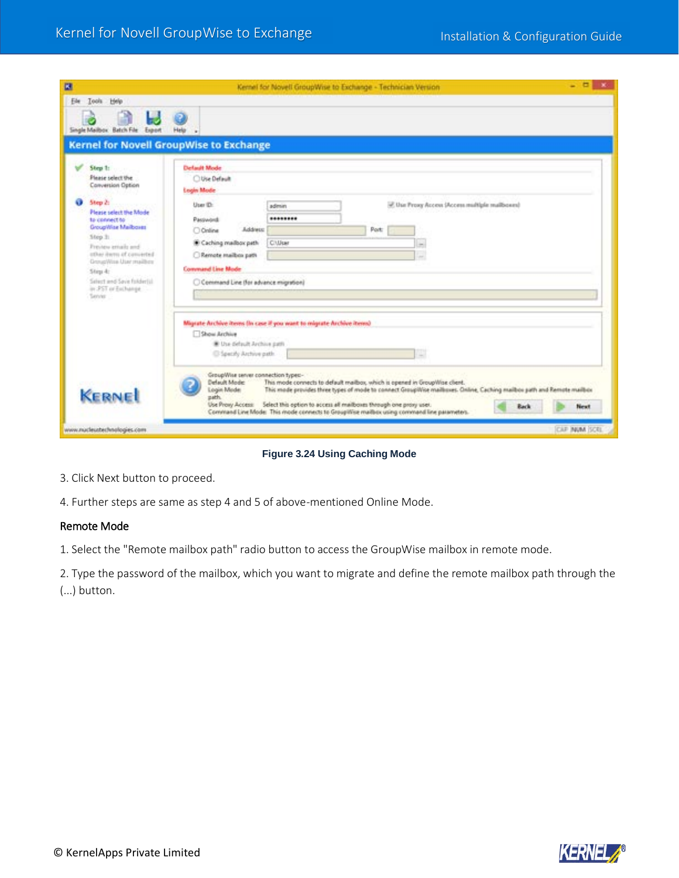Figure 3.24 Using Caching Mode

3. Click Next button to proceed.

4. Further steps are same as step 4 and 5 of above-mentioned Online Mode.

### Remote Mode

1. Select the "Remote mailbox path" radio button to access the GroupWise mailbox in remote mode.

2. Type the password of the mailbox, which you want to migrate and define the remote mailbox path through the (...) button.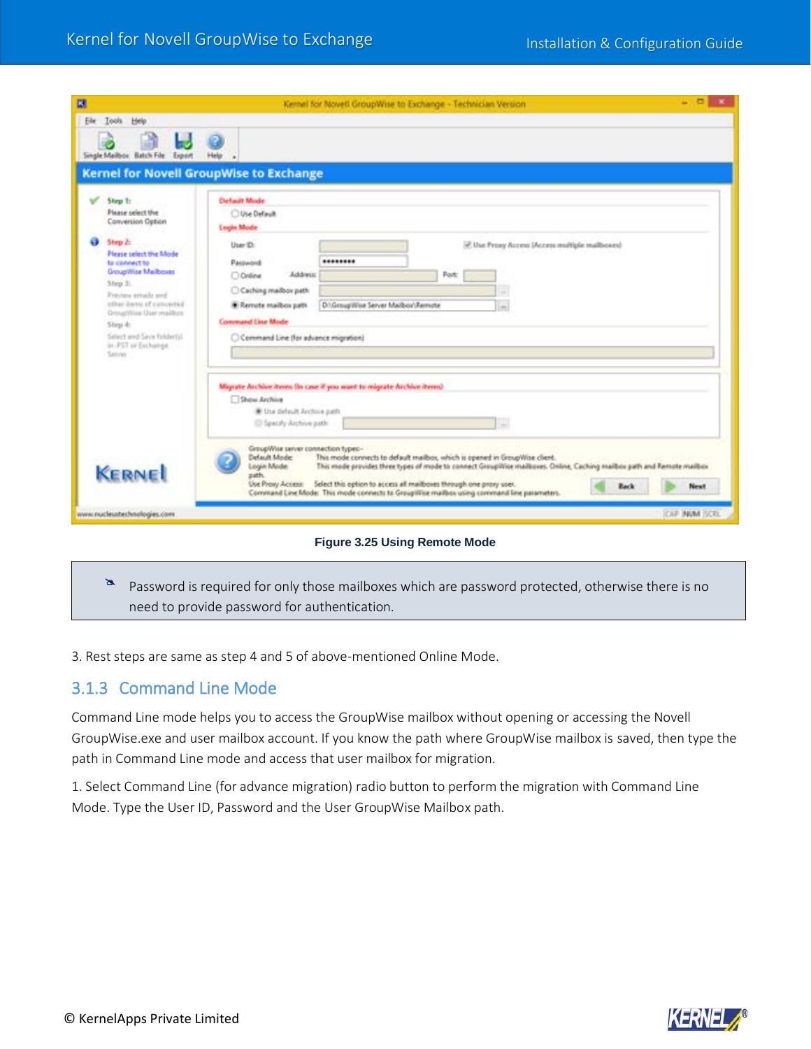Figure 3.25 Using Remote Mode

> Password is required for only those mailboxes which are password protected, otherwise there is no need to provide password for authentication.

3. Rest steps are same as step 4 and 5 of above-mentioned Online Mode.

### 3.1.3 Command Line Mode

Command Line mode helps you to access the GroupWise mailbox without opening or accessing the Novell GroupWise.exe and user mailbox account. If you know the path where GroupWise mailbox is saved, then type the path in Command Line mode and access that user mailbox for migration.

1. Select Command Line (for advance migration) radio button to perform the migration with Command Line Mode. Type the User ID, Password and the User GroupWise Mailbox path.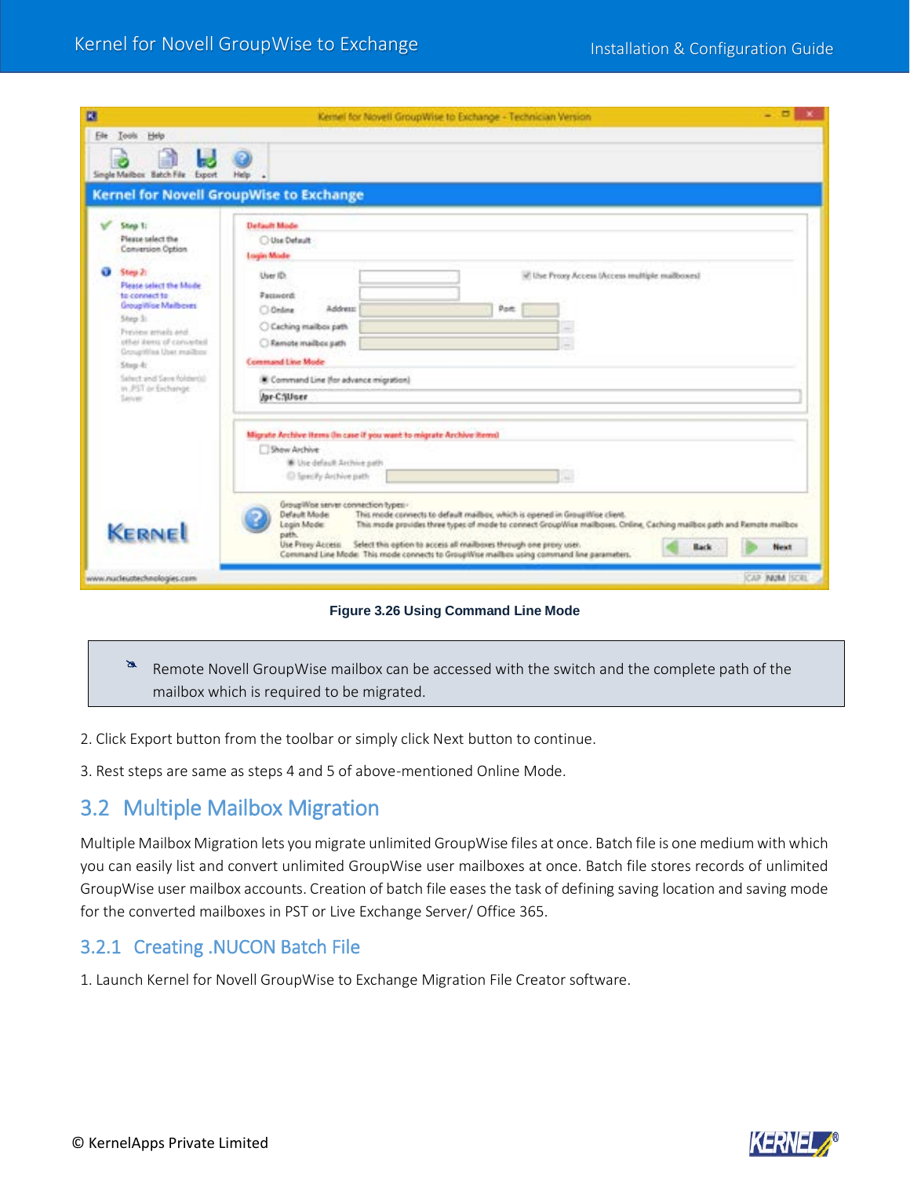Figure 3.26 Using Command Line Mode

> Remote Novell GroupWise mailbox can be accessed with the switch and the complete path of the mailbox which is required to be migrated.

2. Click Export button from the toolbar or simply click Next button to continue.

3. Rest steps are same as steps 4 and 5 of above-mentioned Online Mode.

## 3.2 Multiple Mailbox Migration

Multiple Mailbox Migration lets you migrate unlimited GroupWise files at once. Batch file is one medium with which you can easily list and convert unlimited GroupWise user mailboxes at once. Batch file stores records of unlimited GroupWise user mailbox accounts. Creation of batch file eases the task of defining saving location and saving mode for the converted mailboxes in PST or Live Exchange Server/ Office 365.

### 3.2.1 Creating .NUCON Batch File

1. Launch Kernel for Novell GroupWise to Exchange Migration File Creator software.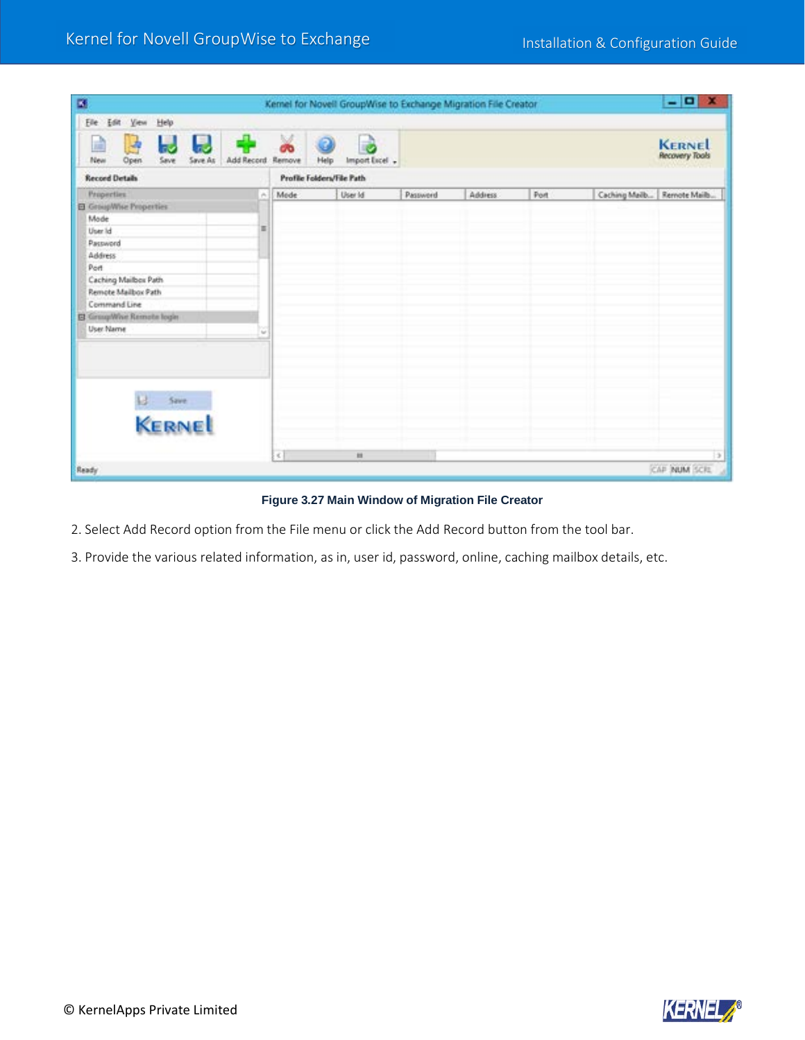Figure 3.27 Main Window of Migration File Creator

2. Select Add Record option from the File menu or click the Add Record button from the tool bar.

3. Provide the various related information, as in, user id, password, online, caching mailbox details, etc.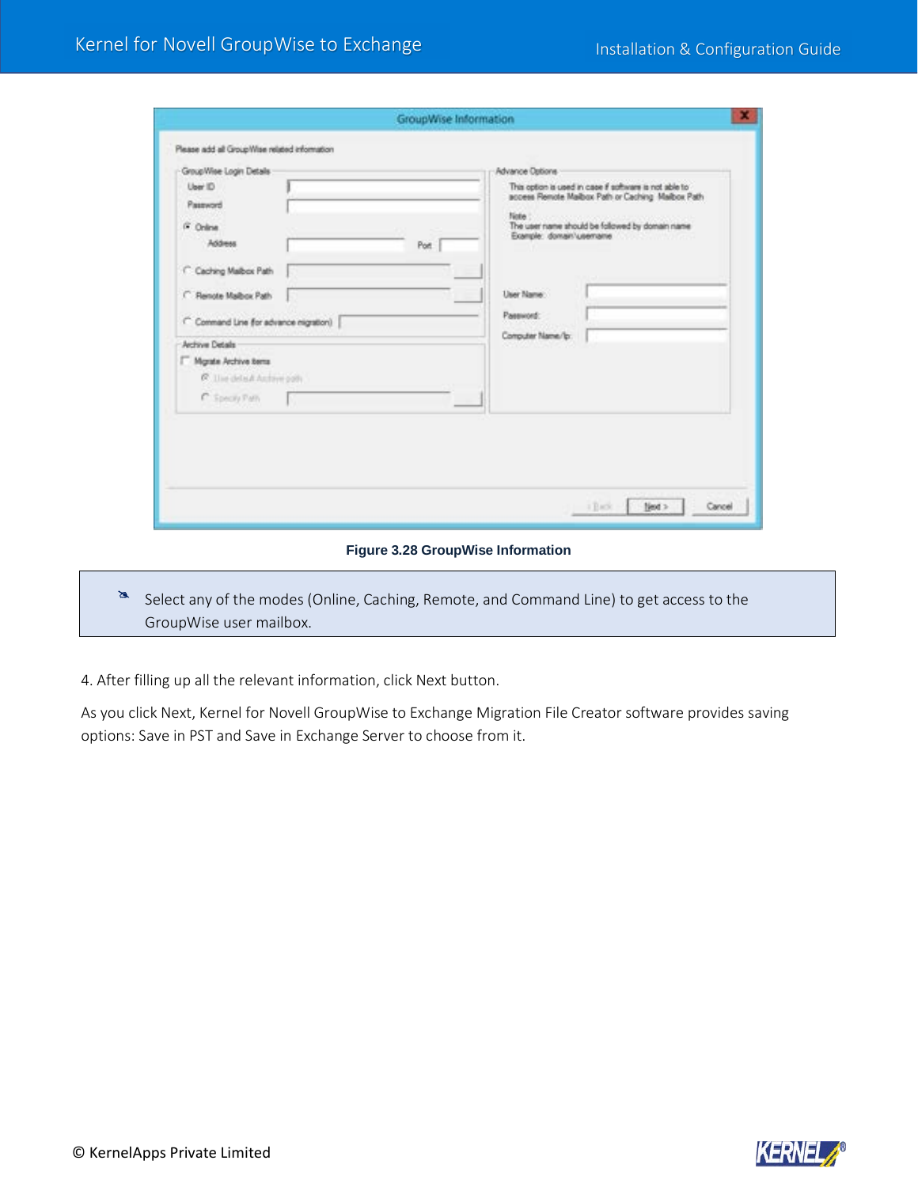Figure 3.28 GroupWise Information

> Select any of the modes (Online, Caching, Remote, and Command Line) to get access to the GroupWise user mailbox.

4. After filling up all the relevant information, click Next button.

As you click Next, Kernel for Novell GroupWise to Exchange Migration File Creator software provides saving options: Save in PST and Save in Exchange Server to choose from it.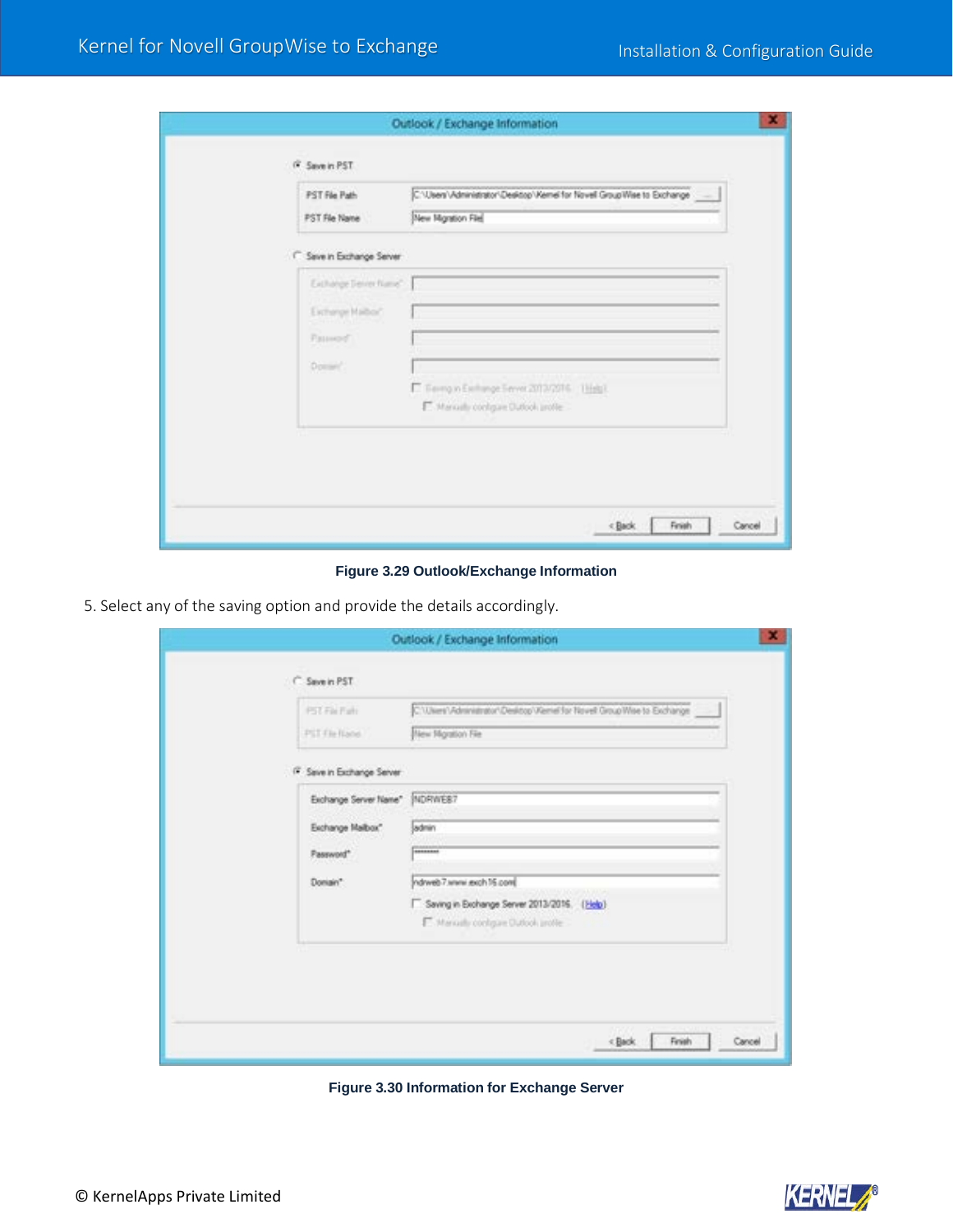Figure 3.29 Outlook/Exchange Information

5. Select any of the saving option and provide the details accordingly.

Figure 3.30 Information for Exchange Server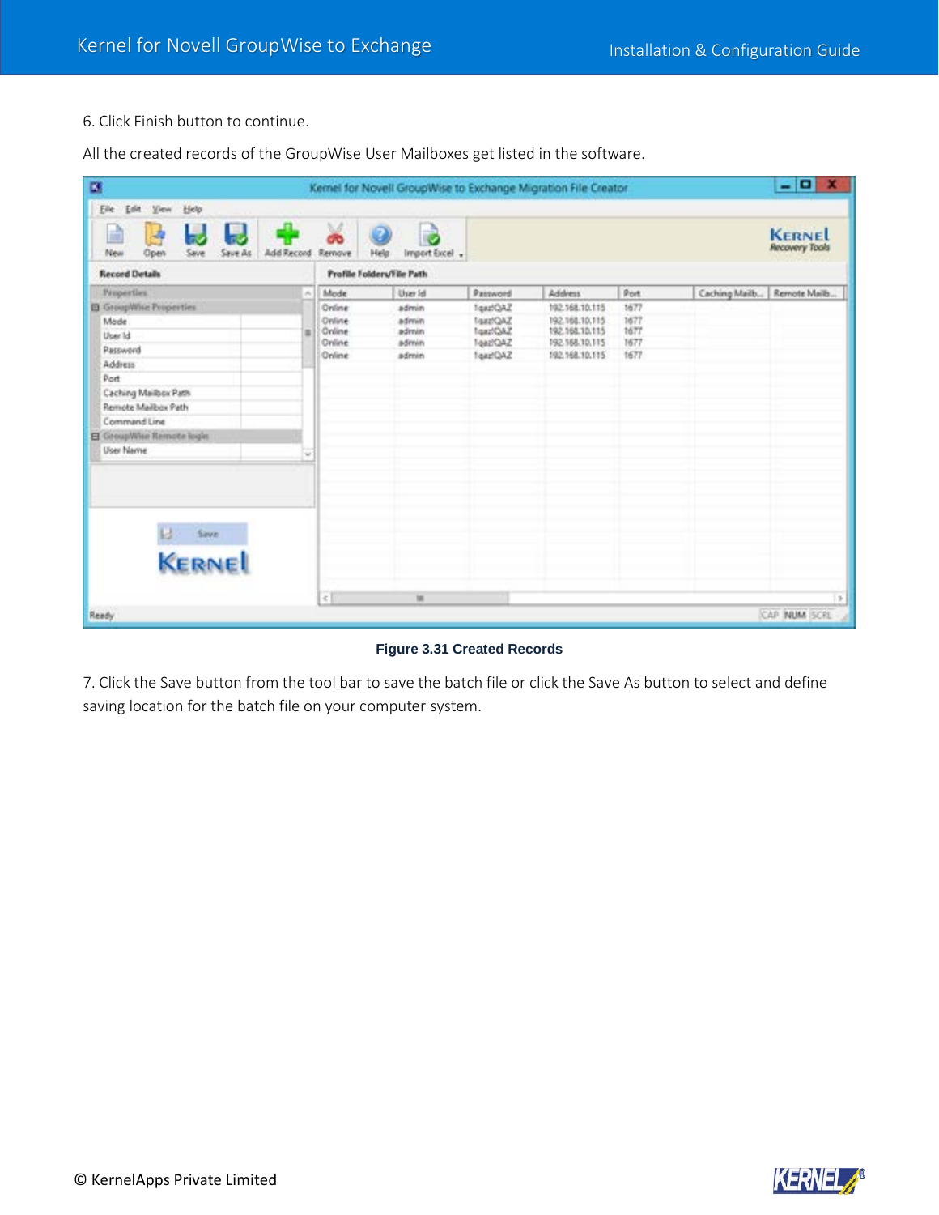6. Click Finish button to continue.

All the created records of the GroupWise User Mailboxes get listed in the software.

**Figure 3.31 Created Records**

7. Click the Save button from the tool bar to save the batch file or click the Save As button to select and define saving location for the batch file on your computer system.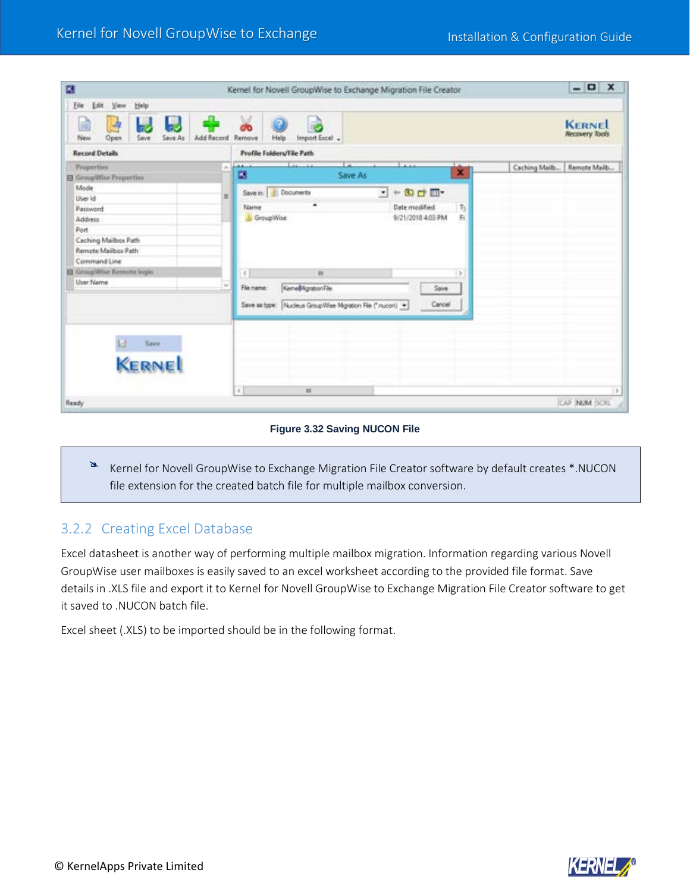Figure 3.32 Saving NUCON File

> Kernel for Novell GroupWise to Exchange Migration File Creator software by default creates *.NUCON file extension for the created batch file for multiple mailbox conversion.

### 3.2.2 Creating Excel Database

Excel datasheet is another way of performing multiple mailbox migration. Information regarding various Novell GroupWise user mailboxes is easily saved to an excel worksheet according to the provided file format. Save details in .XLS file and export it to Kernel for Novell GroupWise to Exchange Migration File Creator software to get it saved to .NUCON batch file.

Excel sheet (.XLS) to be imported should be in the following format.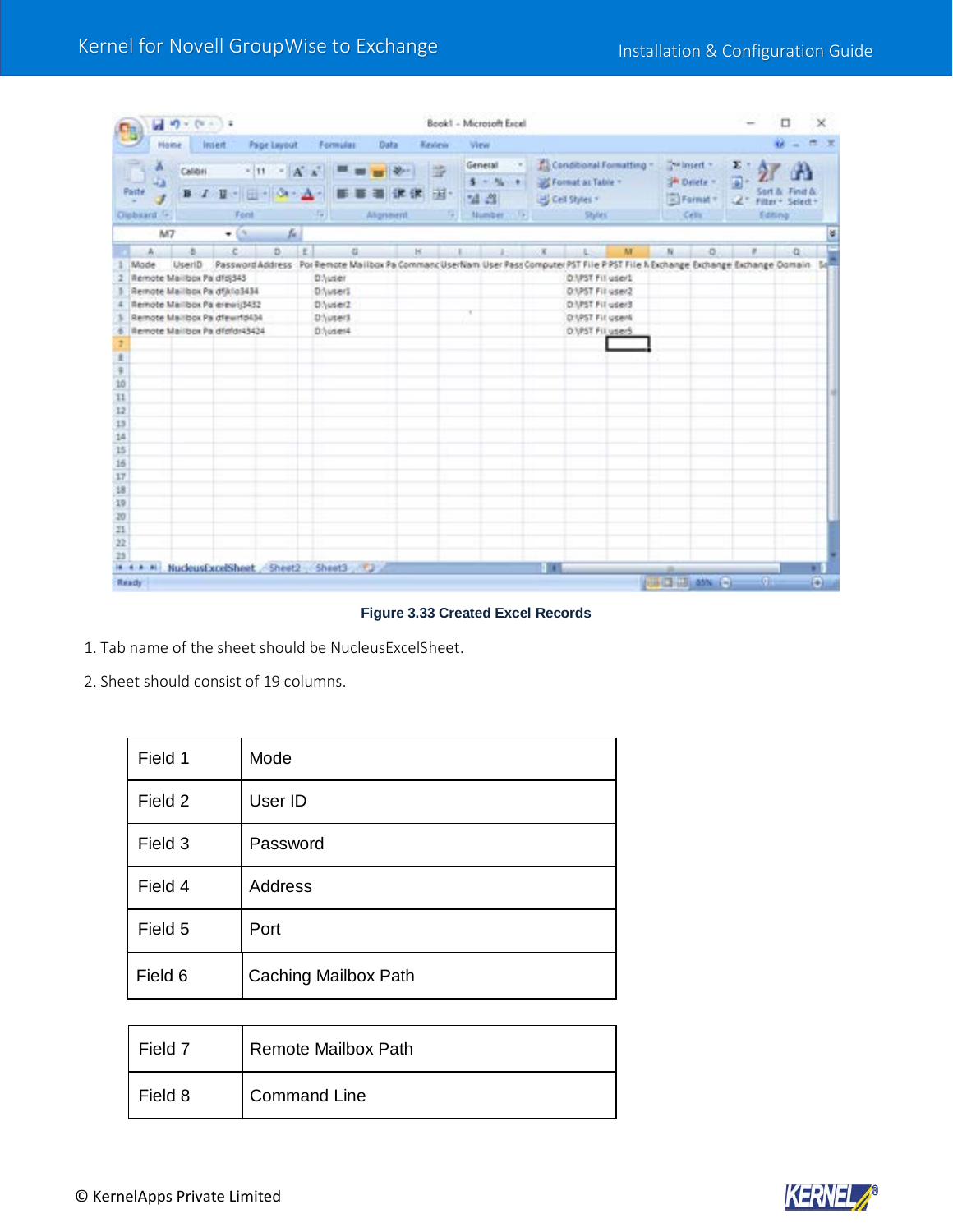Figure 3.33 Created Excel Records

1. Tab name of the sheet should be NucleusExcelSheet.

2. Sheet should consist of 19 columns.

| Field 1 | Mode |
|---|---|
| Field 2 | User ID |
| Field 3 | Password |
| Field 4 | Address |
| Field 5 | Port |
| Field 6 | Caching Mailbox Path |
| Field 7 | Remote Mailbox Path |
| Field 8 | Command Line |

© KernelApps Private Limited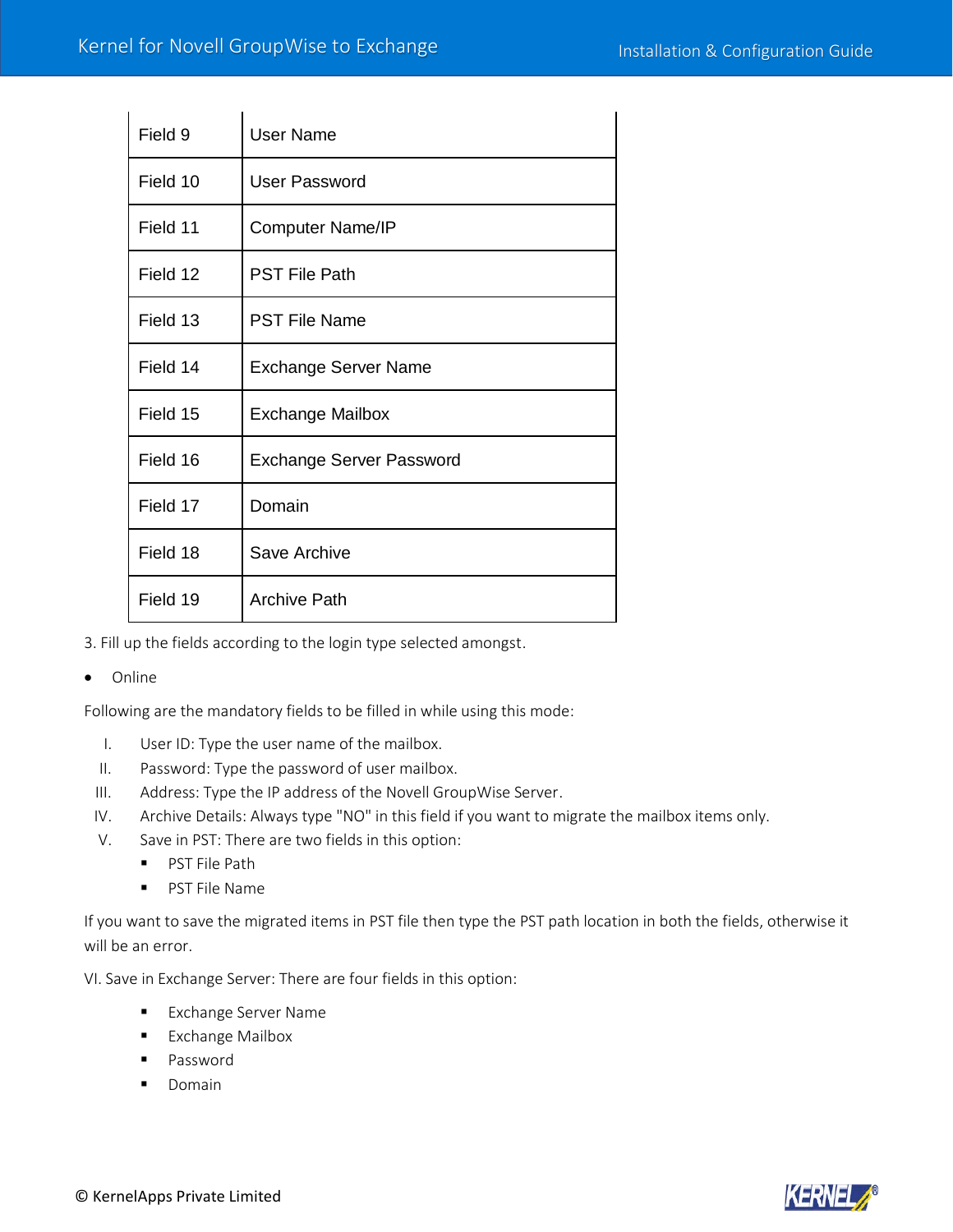| | |
|---|---|
| Field 9 | User Name |
| Field 10 | User Password |
| Field 11 | Computer Name/IP |
| Field 12 | PST File Path |
| Field 13 | PST File Name |
| Field 14 | Exchange Server Name |
| Field 15 | Exchange Mailbox |
| Field 16 | Exchange Server Password |
| Field 17 | Domain |
| Field 18 | Save Archive |
| Field 19 | Archive Path |

3. Fill up the fields according to the login type selected amongst.

- Online

Following are the mandatory fields to be filled in while using this mode:

I. User ID: Type the user name of the mailbox.
II. Password: Type the password of user mailbox.
III. Address: Type the IP address of the Novell GroupWise Server.
IV. Archive Details: Always type "NO" in this field if you want to migrate the mailbox items only.
V. Save in PST: There are two fields in this option:
   - PST File Path
   - PST File Name

If you want to save the migrated items in PST file then type the PST path location in both the fields, otherwise it will be an error.

VI. Save in Exchange Server: There are four fields in this option:

- Exchange Server Name
- Exchange Mailbox
- Password
- Domain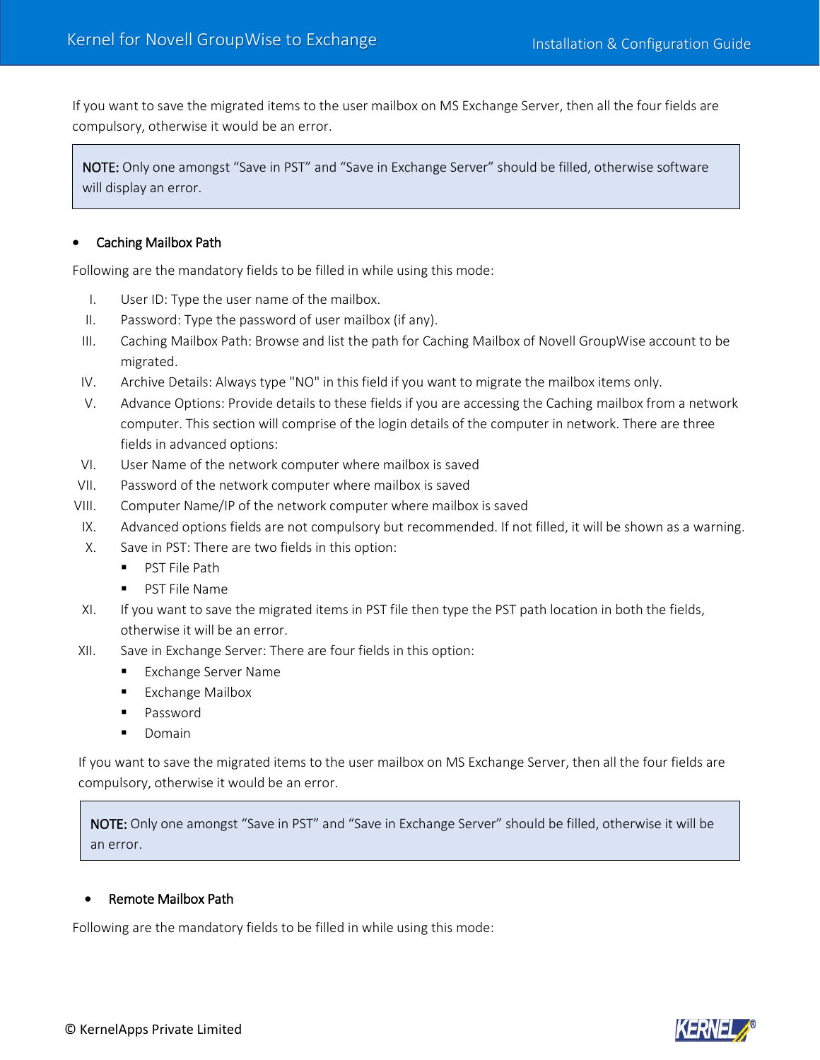If you want to save the migrated items to the user mailbox on MS Exchange Server, then all the four fields are compulsory, otherwise it would be an error.

> **NOTE:** Only one amongst “Save in PST” and “Save in Exchange Server” should be filled, otherwise software will display an error.

- **Caching Mailbox Path**

Following are the mandatory fields to be filled in while using this mode:

I. User ID: Type the user name of the mailbox.
II. Password: Type the password of user mailbox (if any).
III. Caching Mailbox Path: Browse and list the path for Caching Mailbox of Novell GroupWise account to be migrated.
IV. Archive Details: Always type "NO" in this field if you want to migrate the mailbox items only.
V. Advance Options: Provide details to these fields if you are accessing the Caching mailbox from a network computer. This section will comprise of the login details of the computer in network. There are three fields in advanced options:
VI. User Name of the network computer where mailbox is saved
VII. Password of the network computer where mailbox is saved
VIII. Computer Name/IP of the network computer where mailbox is saved
IX. Advanced options fields are not compulsory but recommended. If not filled, it will be shown as a warning.
X. Save in PST: There are two fields in this option:
    - PST File Path
    - PST File Name
XI. If you want to save the migrated items in PST file then type the PST path location in both the fields, otherwise it will be an error.
XII. Save in Exchange Server: There are four fields in this option:
    - Exchange Server Name
    - Exchange Mailbox
    - Password
    - Domain

If you want to save the migrated items to the user mailbox on MS Exchange Server, then all the four fields are compulsory, otherwise it would be an error.

> **NOTE:** Only one amongst “Save in PST” and “Save in Exchange Server” should be filled, otherwise it will be an error.

- **Remote Mailbox Path**

Following are the mandatory fields to be filled in while using this mode: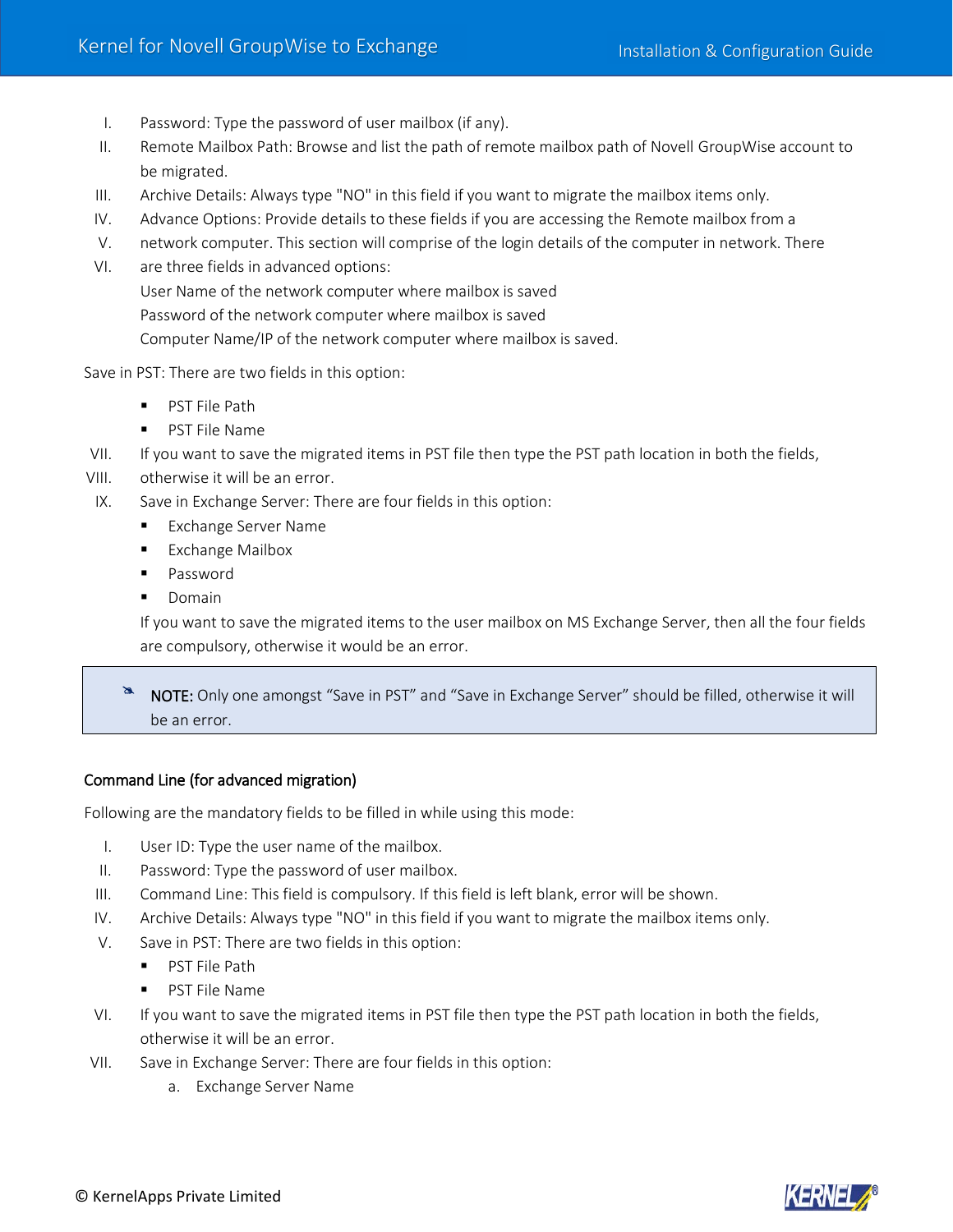I. Password: Type the password of user mailbox (if any).
II. Remote Mailbox Path: Browse and list the path of remote mailbox path of Novell GroupWise account to be migrated.
III. Archive Details: Always type "NO" in this field if you want to migrate the mailbox items only.
IV. Advance Options: Provide details to these fields if you are accessing the Remote mailbox from a
V. network computer. This section will comprise of the login details of the computer in network. There
VI. are three fields in advanced options:
   User Name of the network computer where mailbox is saved
   Password of the network computer where mailbox is saved
   Computer Name/IP of the network computer where mailbox is saved.

Save in PST: There are two fields in this option:

- PST File Path
- PST File Name

VII. If you want to save the migrated items in PST file then type the PST path location in both the fields,
VIII. otherwise it will be an error.
IX. Save in Exchange Server: There are four fields in this option:
   - Exchange Server Name
   - Exchange Mailbox
   - Password
   - Domain

   If you want to save the migrated items to the user mailbox on MS Exchange Server, then all the four fields are compulsory, otherwise it would be an error.

> **NOTE:** Only one amongst “Save in PST” and “Save in Exchange Server” should be filled, otherwise it will be an error.

### Command Line (for advanced migration)

Following are the mandatory fields to be filled in while using this mode:

I. User ID: Type the user name of the mailbox.
II. Password: Type the password of user mailbox.
III. Command Line: This field is compulsory. If this field is left blank, error will be shown.
IV. Archive Details: Always type "NO" in this field if you want to migrate the mailbox items only.
V. Save in PST: There are two fields in this option:
   - PST File Path
   - PST File Name
VI. If you want to save the migrated items in PST file then type the PST path location in both the fields, otherwise it will be an error.
VII. Save in Exchange Server: There are four fields in this option:
   a. Exchange Server Name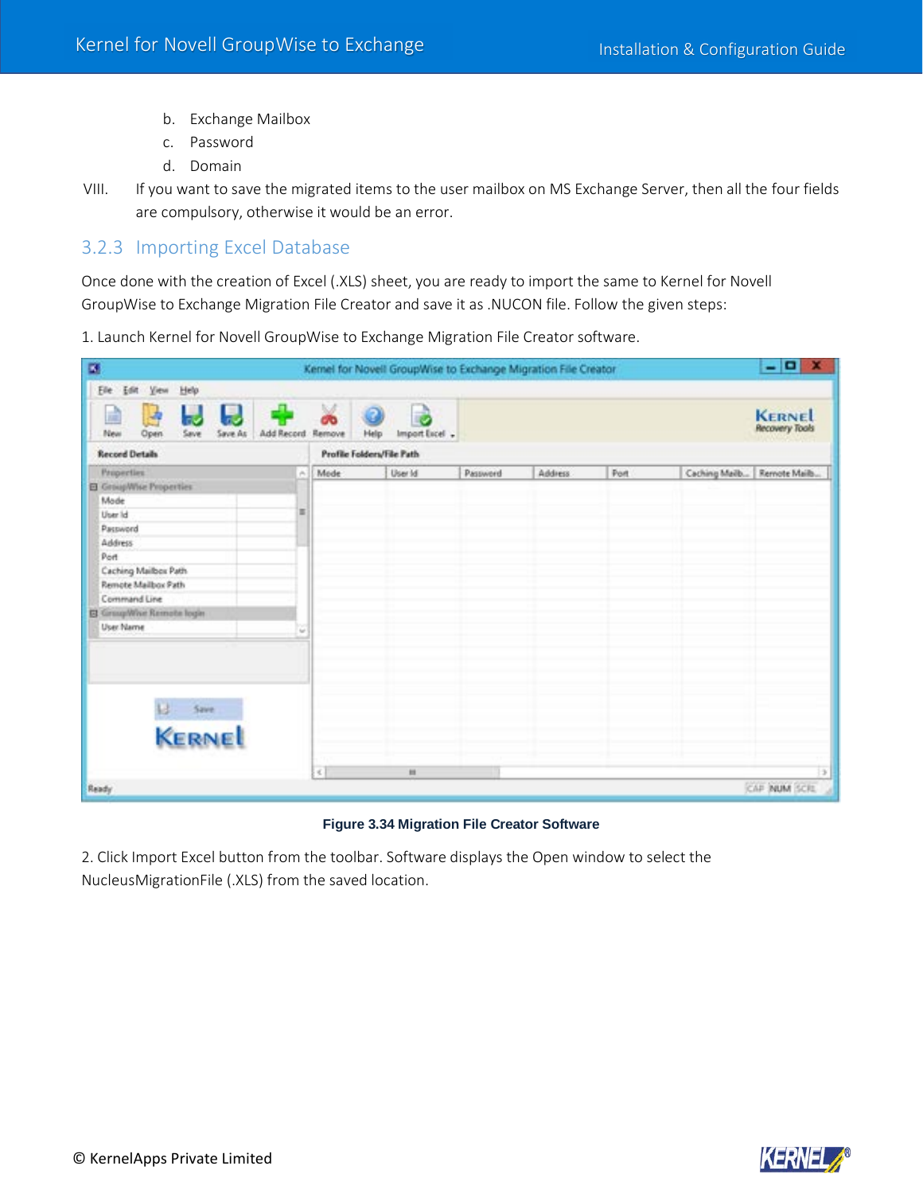b. Exchange Mailbox
c. Password
d. Domain

VIII. If you want to save the migrated items to the user mailbox on MS Exchange Server, then all the four fields are compulsory, otherwise it would be an error.

### 3.2.3 Importing Excel Database

Once done with the creation of Excel (.XLS) sheet, you are ready to import the same to Kernel for Novell GroupWise to Exchange Migration File Creator and save it as .NUCON file. Follow the given steps:

1. Launch Kernel for Novell GroupWise to Exchange Migration File Creator software.

**Figure 3.34 Migration File Creator Software**

2. Click Import Excel button from the toolbar. Software displays the Open window to select the NucleusMigrationFile (.XLS) from the saved location.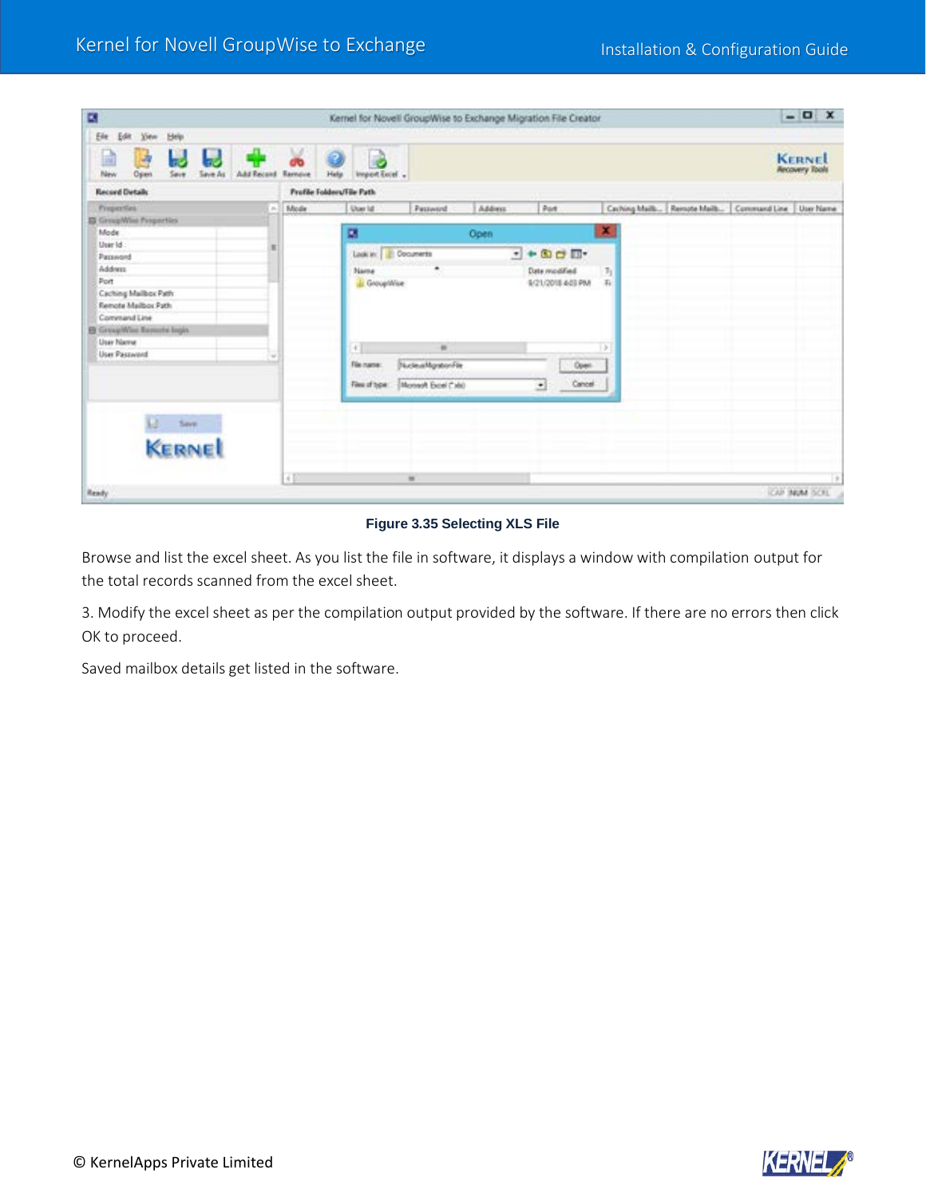Figure 3.35 Selecting XLS File

Browse and list the excel sheet. As you list the file in software, it displays a window with compilation output for the total records scanned from the excel sheet.

3. Modify the excel sheet as per the compilation output provided by the software. If there are no errors then click OK to proceed.

Saved mailbox details get listed in the software.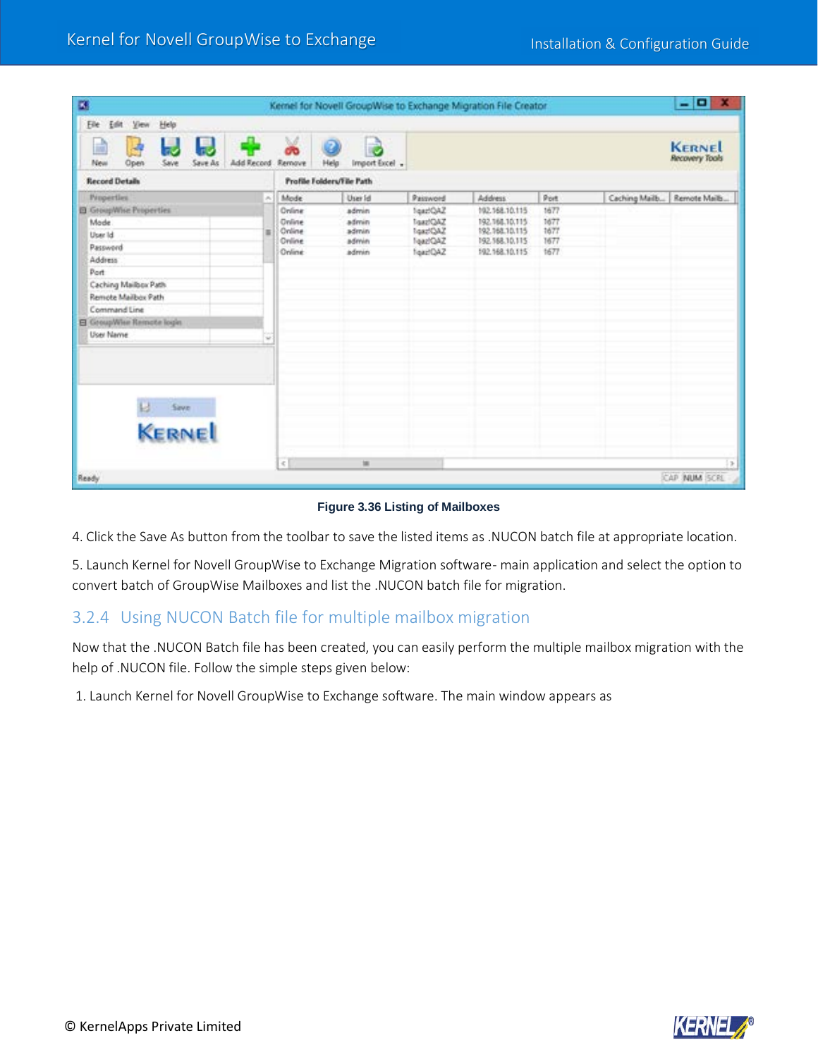Figure 3.36 Listing of Mailboxes

4. Click the Save As button from the toolbar to save the listed items as .NUCON batch file at appropriate location.

5. Launch Kernel for Novell GroupWise to Exchange Migration software- main application and select the option to convert batch of GroupWise Mailboxes and list the .NUCON batch file for migration.

### 3.2.4 Using NUCON Batch file for multiple mailbox migration

Now that the .NUCON Batch file has been created, you can easily perform the multiple mailbox migration with the help of .NUCON file. Follow the simple steps given below:

1. Launch Kernel for Novell GroupWise to Exchange software. The main window appears as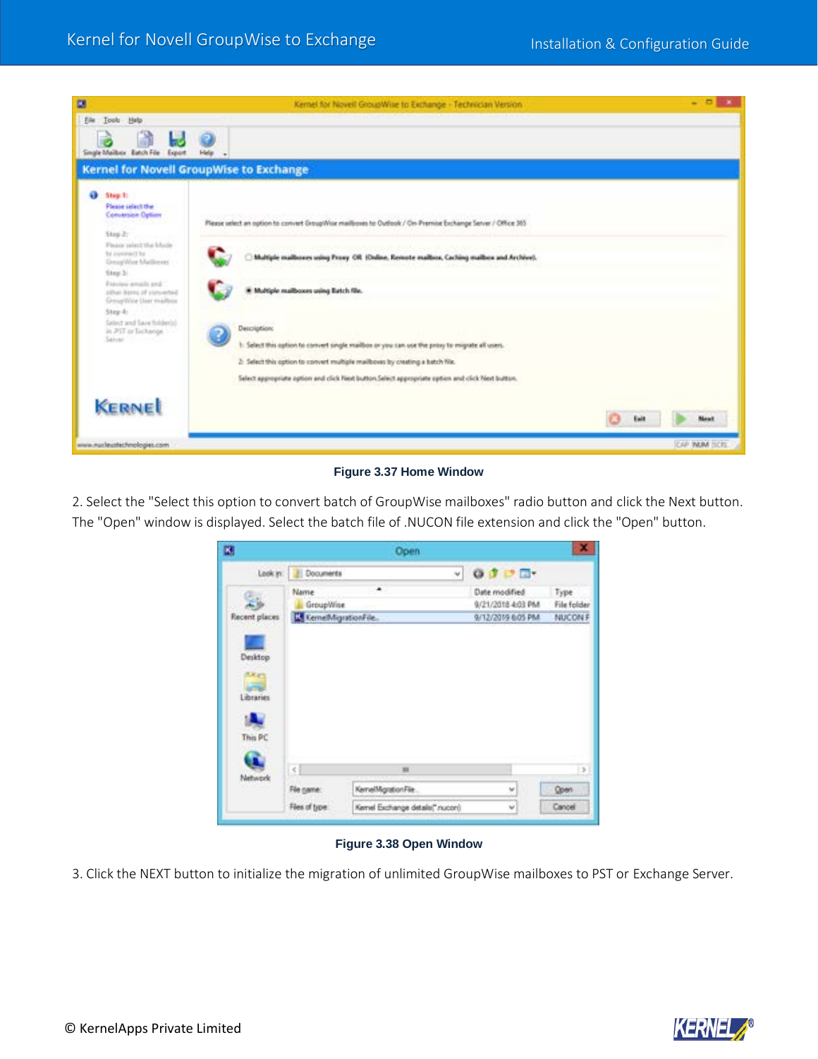Figure 3.37 Home Window

2. Select the "Select this option to convert batch of GroupWise mailboxes" radio button and click the Next button. The "Open" window is displayed. Select the batch file of .NUCON file extension and click the "Open" button.

Figure 3.38 Open Window

3. Click the NEXT button to initialize the migration of unlimited GroupWise mailboxes to PST or Exchange Server.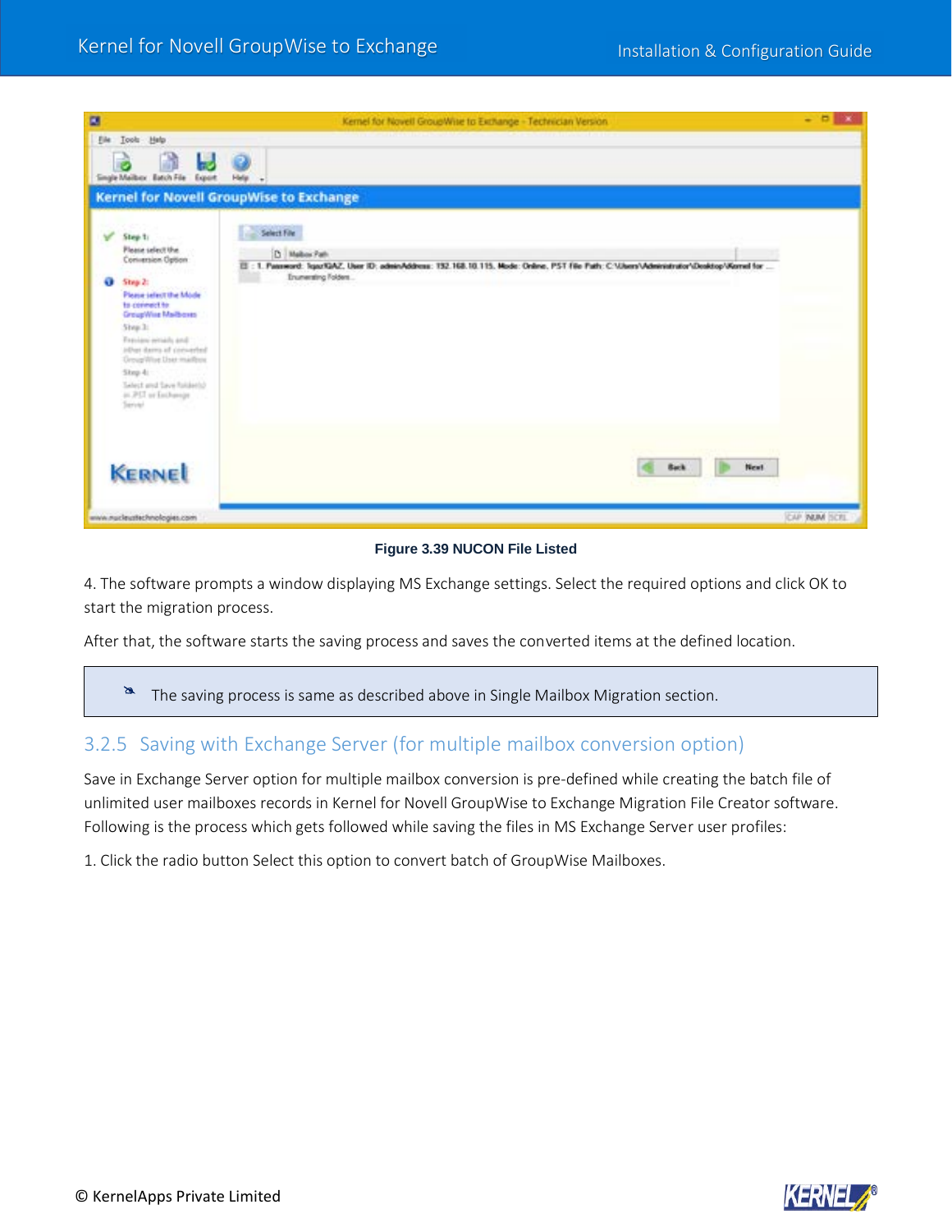Figure 3.39 NUCON File Listed

4. The software prompts a window displaying MS Exchange settings. Select the required options and click OK to start the migration process.

After that, the software starts the saving process and saves the converted items at the defined location.

> The saving process is same as described above in Single Mailbox Migration section.

### 3.2.5 Saving with Exchange Server (for multiple mailbox conversion option)

Save in Exchange Server option for multiple mailbox conversion is pre-defined while creating the batch file of unlimited user mailboxes records in Kernel for Novell GroupWise to Exchange Migration File Creator software. Following is the process which gets followed while saving the files in MS Exchange Server user profiles:

1. Click the radio button Select this option to convert batch of GroupWise Mailboxes.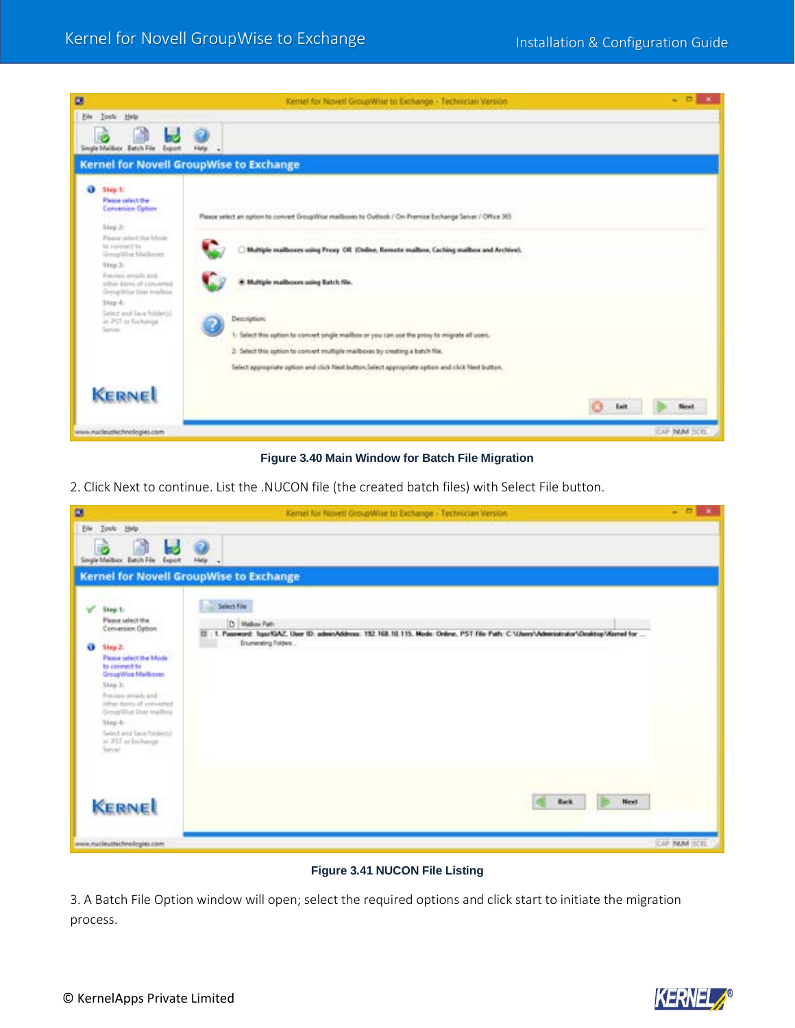Figure 3.40 Main Window for Batch File Migration

2. Click Next to continue. List the .NUCON file (the created batch files) with Select File button.

Figure 3.41 NUCON File Listing

3. A Batch File Option window will open; select the required options and click start to initiate the migration process.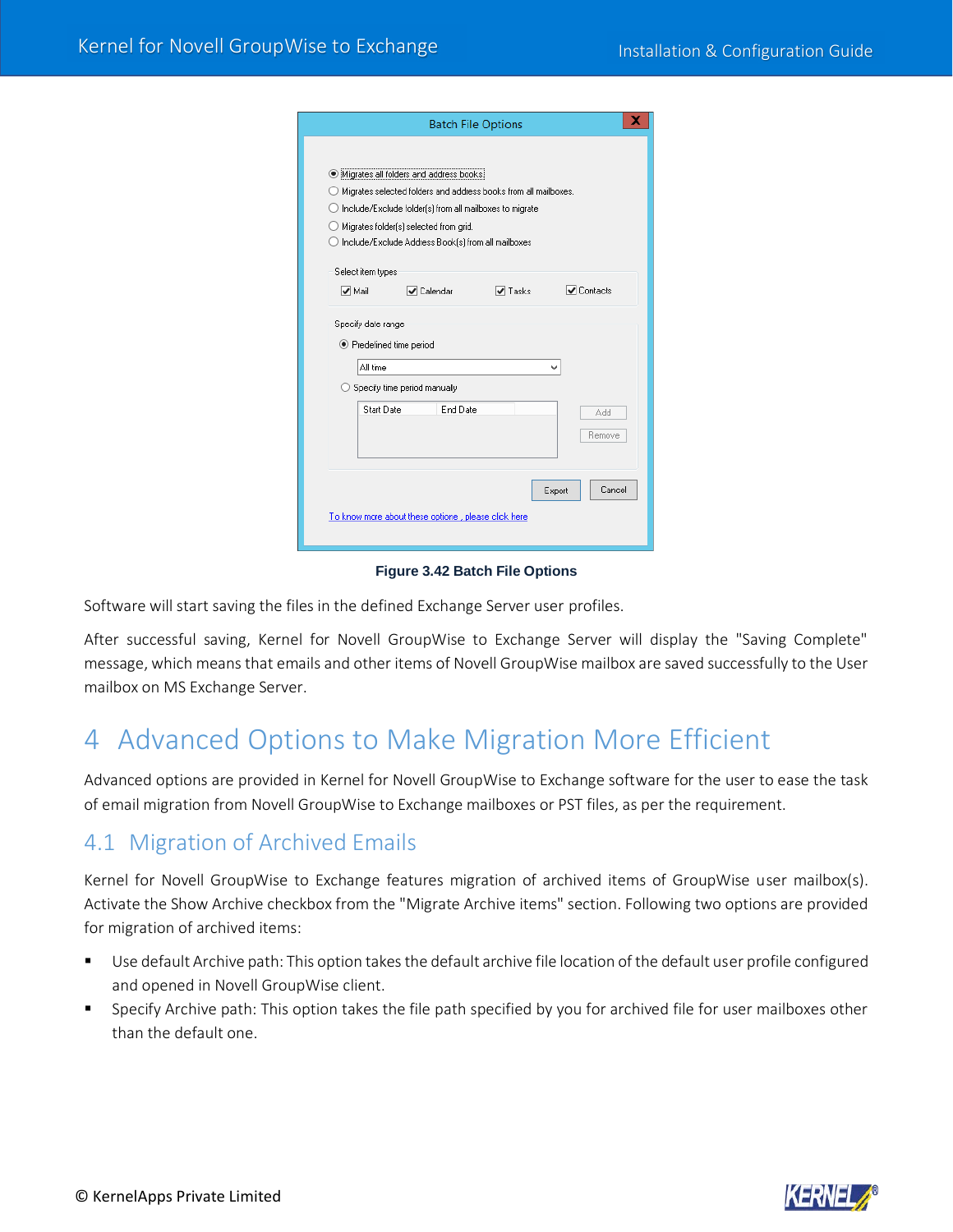**Figure 3.42 Batch File Options**

Software will start saving the files in the defined Exchange Server user profiles.

After successful saving, Kernel for Novell GroupWise to Exchange Server will display the "Saving Complete" message, which means that emails and other items of Novell GroupWise mailbox are saved successfully to the User mailbox on MS Exchange Server.

# 4 Advanced Options to Make Migration More Efficient

Advanced options are provided in Kernel for Novell GroupWise to Exchange software for the user to ease the task of email migration from Novell GroupWise to Exchange mailboxes or PST files, as per the requirement.

## 4.1 Migration of Archived Emails

Kernel for Novell GroupWise to Exchange features migration of archived items of GroupWise user mailbox(s). Activate the Show Archive checkbox from the "Migrate Archive items" section. Following two options are provided for migration of archived items:

- Use default Archive path: This option takes the default archive file location of the default user profile configured and opened in Novell GroupWise client.
- Specify Archive path: This option takes the file path specified by you for archived file for user mailboxes other than the default one.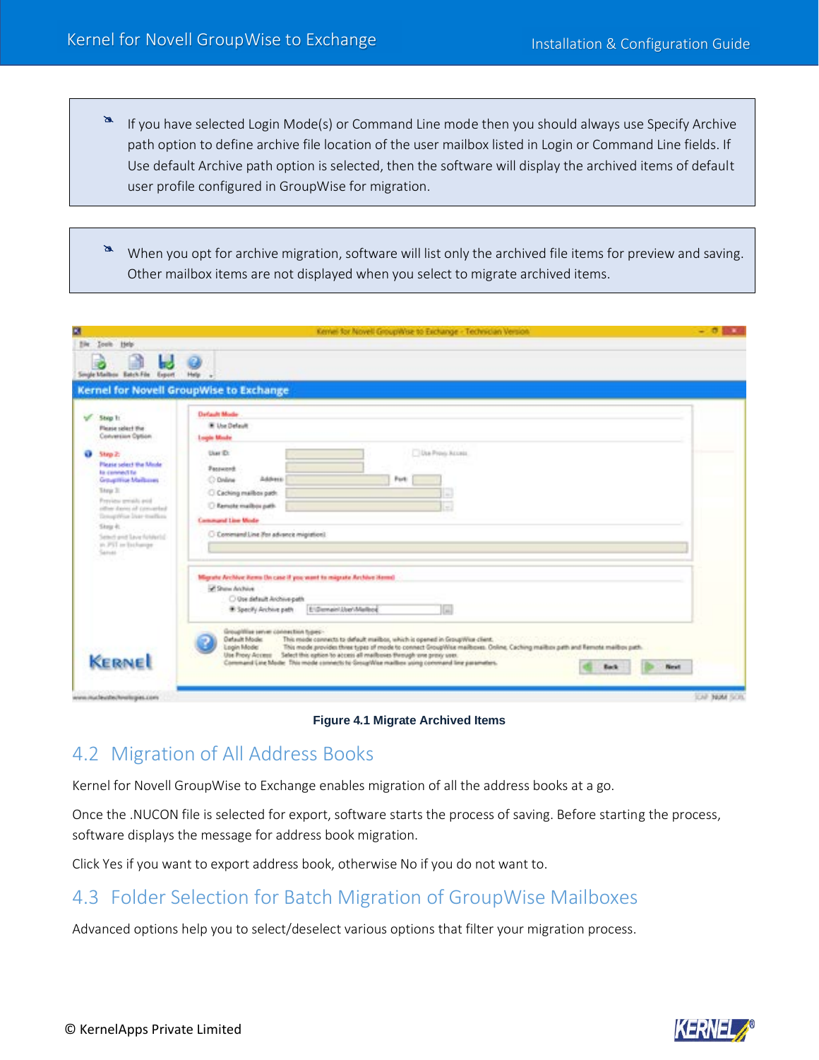> If you have selected Login Mode(s) or Command Line mode then you should always use Specify Archive path option to define archive file location of the user mailbox listed in Login or Command Line fields. If Use default Archive path option is selected, then the software will display the archived items of default user profile configured in GroupWise for migration.

> When you opt for archive migration, software will list only the archived file items for preview and saving. Other mailbox items are not displayed when you select to migrate archived items.

**Figure 4.1 Migrate Archived Items**

## 4.2 Migration of All Address Books

Kernel for Novell GroupWise to Exchange enables migration of all the address books at a go.

Once the .NUCON file is selected for export, software starts the process of saving. Before starting the process, software displays the message for address book migration.

Click Yes if you want to export address book, otherwise No if you do not want to.

## 4.3 Folder Selection for Batch Migration of GroupWise Mailboxes

Advanced options help you to select/deselect various options that filter your migration process.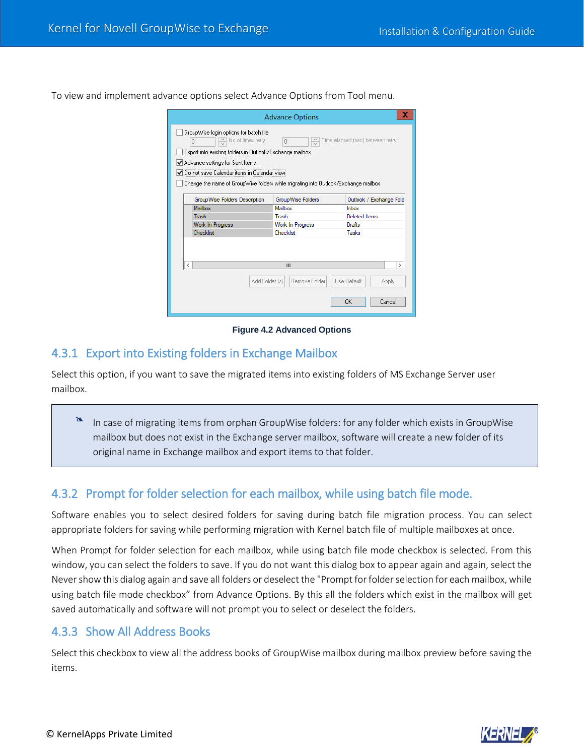To view and implement advance options select Advance Options from Tool menu.

Figure 4.2 Advanced Options

## 4.3.1 Export into Existing folders in Exchange Mailbox

Select this option, if you want to save the migrated items into existing folders of MS Exchange Server user mailbox.

> In case of migrating items from orphan GroupWise folders: for any folder which exists in GroupWise mailbox but does not exist in the Exchange server mailbox, software will create a new folder of its original name in Exchange mailbox and export items to that folder.

## 4.3.2 Prompt for folder selection for each mailbox, while using batch file mode.

Software enables you to select desired folders for saving during batch file migration process. You can select appropriate folders for saving while performing migration with Kernel batch file of multiple mailboxes at once.

When Prompt for folder selection for each mailbox, while using batch file mode checkbox is selected. From this window, you can select the folders to save. If you do not want this dialog box to appear again and again, select the Never show this dialog again and save all folders or deselect the "Prompt for folder selection for each mailbox, while using batch file mode checkbox" from Advance Options. By this all the folders which exist in the mailbox will get saved automatically and software will not prompt you to select or deselect the folders.

## 4.3.3 Show All Address Books

Select this checkbox to view all the address books of GroupWise mailbox during mailbox preview before saving the items.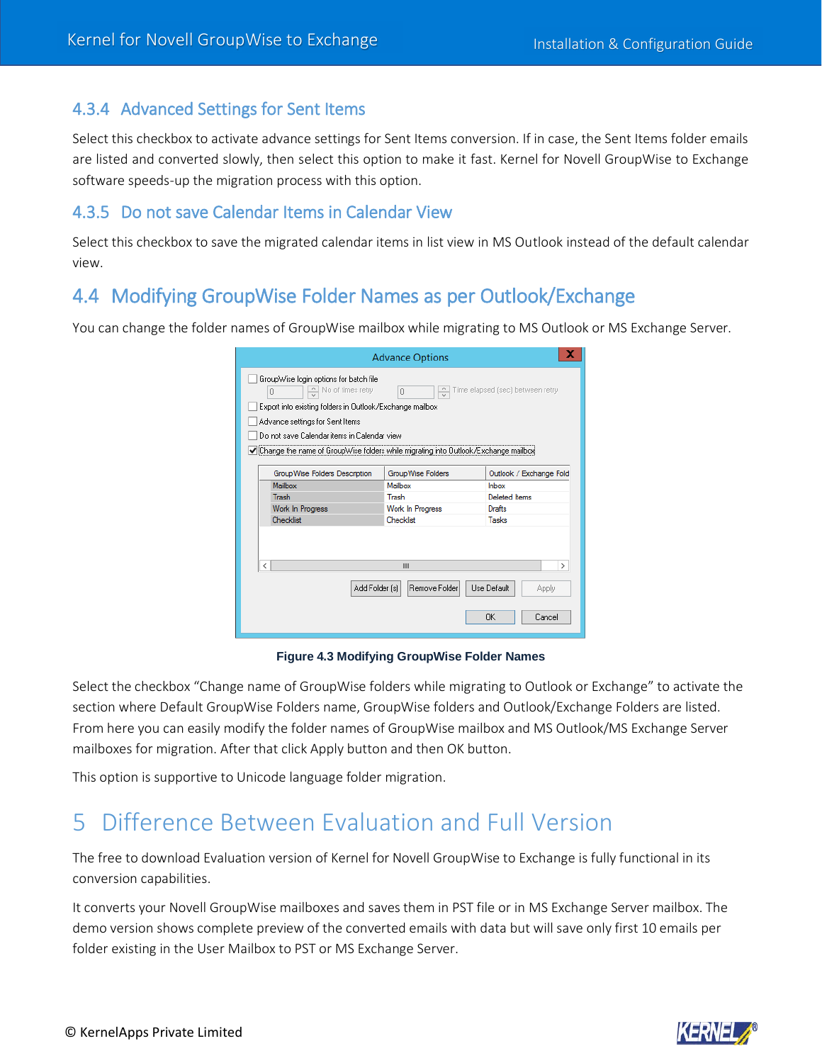### 4.3.4 Advanced Settings for Sent Items

Select this checkbox to activate advance settings for Sent Items conversion. If in case, the Sent Items folder emails are listed and converted slowly, then select this option to make it fast. Kernel for Novell GroupWise to Exchange software speeds-up the migration process with this option.

### 4.3.5 Do not save Calendar Items in Calendar View

Select this checkbox to save the migrated calendar items in list view in MS Outlook instead of the default calendar view.

## 4.4 Modifying GroupWise Folder Names as per Outlook/Exchange

You can change the folder names of GroupWise mailbox while migrating to MS Outlook or MS Exchange Server.

**Figure 4.3 Modifying GroupWise Folder Names**

Select the checkbox "Change name of GroupWise folders while migrating to Outlook or Exchange" to activate the section where Default GroupWise Folders name, GroupWise folders and Outlook/Exchange Folders are listed. From here you can easily modify the folder names of GroupWise mailbox and MS Outlook/MS Exchange Server mailboxes for migration. After that click Apply button and then OK button.

This option is supportive to Unicode language folder migration.

# 5 Difference Between Evaluation and Full Version

The free to download Evaluation version of Kernel for Novell GroupWise to Exchange is fully functional in its conversion capabilities.

It converts your Novell GroupWise mailboxes and saves them in PST file or in MS Exchange Server mailbox. The demo version shows complete preview of the converted emails with data but will save only first 10 emails per folder existing in the User Mailbox to PST or MS Exchange Server.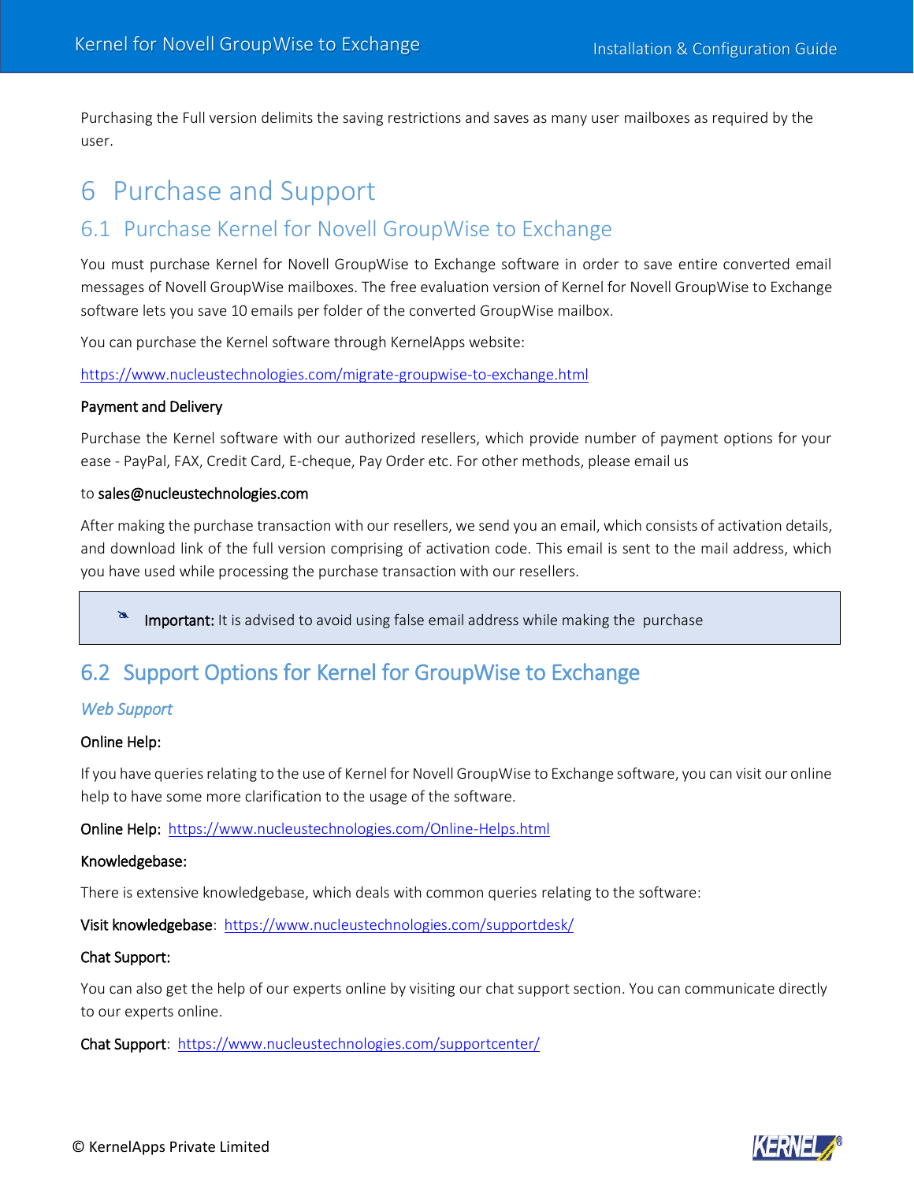Purchasing the Full version delimits the saving restrictions and saves as many user mailboxes as required by the user.

# 6 Purchase and Support

## 6.1 Purchase Kernel for Novell GroupWise to Exchange

You must purchase Kernel for Novell GroupWise to Exchange software in order to save entire converted email messages of Novell GroupWise mailboxes. The free evaluation version of Kernel for Novell GroupWise to Exchange software lets you save 10 emails per folder of the converted GroupWise mailbox.

You can purchase the Kernel software through KernelApps website:

https://www.nucleustechnologies.com/migrate-groupwise-to-exchange.html

**Payment and Delivery**

Purchase the Kernel software with our authorized resellers, which provide number of payment options for your ease - PayPal, FAX, Credit Card, E-cheque, Pay Order etc. For other methods, please email us

to **sales@nucleustechnologies.com**

After making the purchase transaction with our resellers, we send you an email, which consists of activation details, and download link of the full version comprising of activation code. This email is sent to the mail address, which you have used while processing the purchase transaction with our resellers.

> **Important:** It is advised to avoid using false email address while making the purchase

## 6.2 Support Options for Kernel for GroupWise to Exchange

### *Web Support*

**Online Help:**

If you have queries relating to the use of Kernel for Novell GroupWise to Exchange software, you can visit our online help to have some more clarification to the usage of the software.

**Online Help:** https://www.nucleustechnologies.com/Online-Helps.html

**Knowledgebase:**

There is extensive knowledgebase, which deals with common queries relating to the software:

**Visit knowledgebase**: https://www.nucleustechnologies.com/supportdesk/

**Chat Support:**

You can also get the help of our experts online by visiting our chat support section. You can communicate directly to our experts online.

**Chat Support**: https://www.nucleustechnologies.com/supportcenter/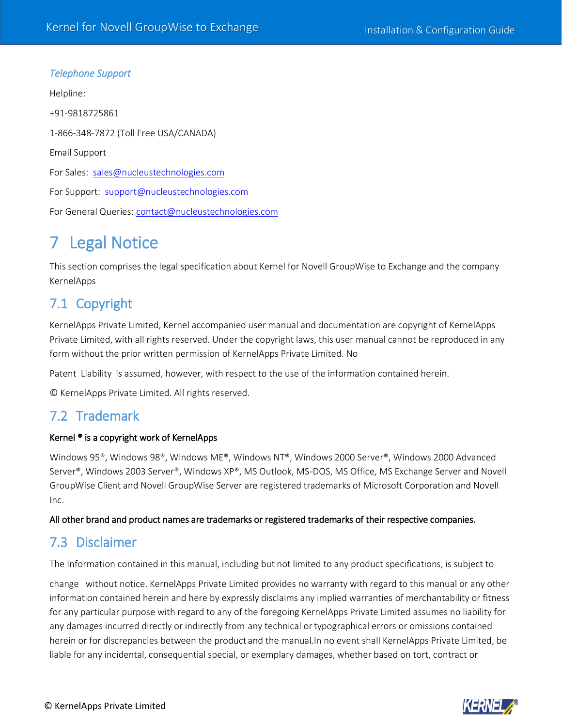*Telephone Support*

Helpline:

+91-9818725861

1-866-348-7872 (Toll Free USA/CANADA)

Email Support

For Sales: sales@nucleustechnologies.com

For Support: support@nucleustechnologies.com

For General Queries: contact@nucleustechnologies.com

# 7 Legal Notice

This section comprises the legal specification about Kernel for Novell GroupWise to Exchange and the company KernelApps

## 7.1 Copyright

KernelApps Private Limited, Kernel accompanied user manual and documentation are copyright of KernelApps Private Limited, with all rights reserved. Under the copyright laws, this user manual cannot be reproduced in any form without the prior written permission of KernelApps Private Limited. No

Patent Liability is assumed, however, with respect to the use of the information contained herein.

© KernelApps Private Limited. All rights reserved.

## 7.2 Trademark

**Kernel ® is a copyright work of KernelApps**

Windows 95®, Windows 98®, Windows ME®, Windows NT®, Windows 2000 Server®, Windows 2000 Advanced Server®, Windows 2003 Server®, Windows XP®, MS Outlook, MS-DOS, MS Office, MS Exchange Server and Novell GroupWise Client and Novell GroupWise Server are registered trademarks of Microsoft Corporation and Novell Inc.

**All other brand and product names are trademarks or registered trademarks of their respective companies.**

## 7.3 Disclaimer

The Information contained in this manual, including but not limited to any product specifications, is subject to

change without notice. KernelApps Private Limited provides no warranty with regard to this manual or any other information contained herein and here by expressly disclaims any implied warranties of merchantability or fitness for any particular purpose with regard to any of the foregoing KernelApps Private Limited assumes no liability for any damages incurred directly or indirectly from any technical or typographical errors or omissions contained herein or for discrepancies between the product and the manual.In no event shall KernelApps Private Limited, be liable for any incidental, consequential special, or exemplary damages, whether based on tort, contract or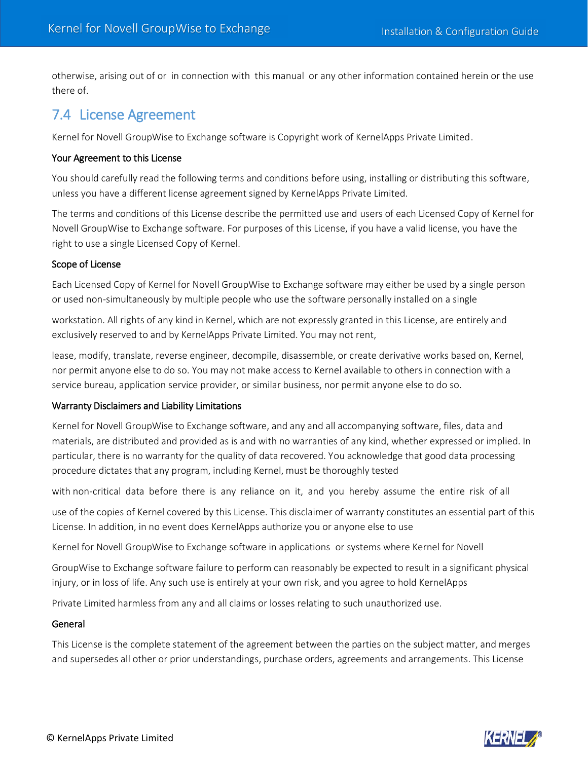otherwise, arising out of or in connection with this manual or any other information contained herein or the use there of.

## 7.4 License Agreement

Kernel for Novell GroupWise to Exchange software is Copyright work of KernelApps Private Limited.

**Your Agreement to this License**

You should carefully read the following terms and conditions before using, installing or distributing this software, unless you have a different license agreement signed by KernelApps Private Limited.

The terms and conditions of this License describe the permitted use and users of each Licensed Copy of Kernel for Novell GroupWise to Exchange software. For purposes of this License, if you have a valid license, you have the right to use a single Licensed Copy of Kernel.

**Scope of License**

Each Licensed Copy of Kernel for Novell GroupWise to Exchange software may either be used by a single person or used non-simultaneously by multiple people who use the software personally installed on a single workstation. All rights of any kind in Kernel, which are not expressly granted in this License, are entirely and exclusively reserved to and by KernelApps Private Limited. You may not rent, lease, modify, translate, reverse engineer, decompile, disassemble, or create derivative works based on, Kernel, nor permit anyone else to do so. You may not make access to Kernel available to others in connection with a service bureau, application service provider, or similar business, nor permit anyone else to do so.

**Warranty Disclaimers and Liability Limitations**

Kernel for Novell GroupWise to Exchange software, and any and all accompanying software, files, data and materials, are distributed and provided as is and with no warranties of any kind, whether expressed or implied. In particular, there is no warranty for the quality of data recovered. You acknowledge that good data processing procedure dictates that any program, including Kernel, must be thoroughly tested with non-critical data before there is any reliance on it, and you hereby assume the entire risk of all use of the copies of Kernel covered by this License. This disclaimer of warranty constitutes an essential part of this License. In addition, in no event does KernelApps authorize you or anyone else to use Kernel for Novell GroupWise to Exchange software in applications or systems where Kernel for Novell GroupWise to Exchange software failure to perform can reasonably be expected to result in a significant physical injury, or in loss of life. Any such use is entirely at your own risk, and you agree to hold KernelApps Private Limited harmless from any and all claims or losses relating to such unauthorized use.

**General**

This License is the complete statement of the agreement between the parties on the subject matter, and merges and supersedes all other or prior understandings, purchase orders, agreements and arrangements. This License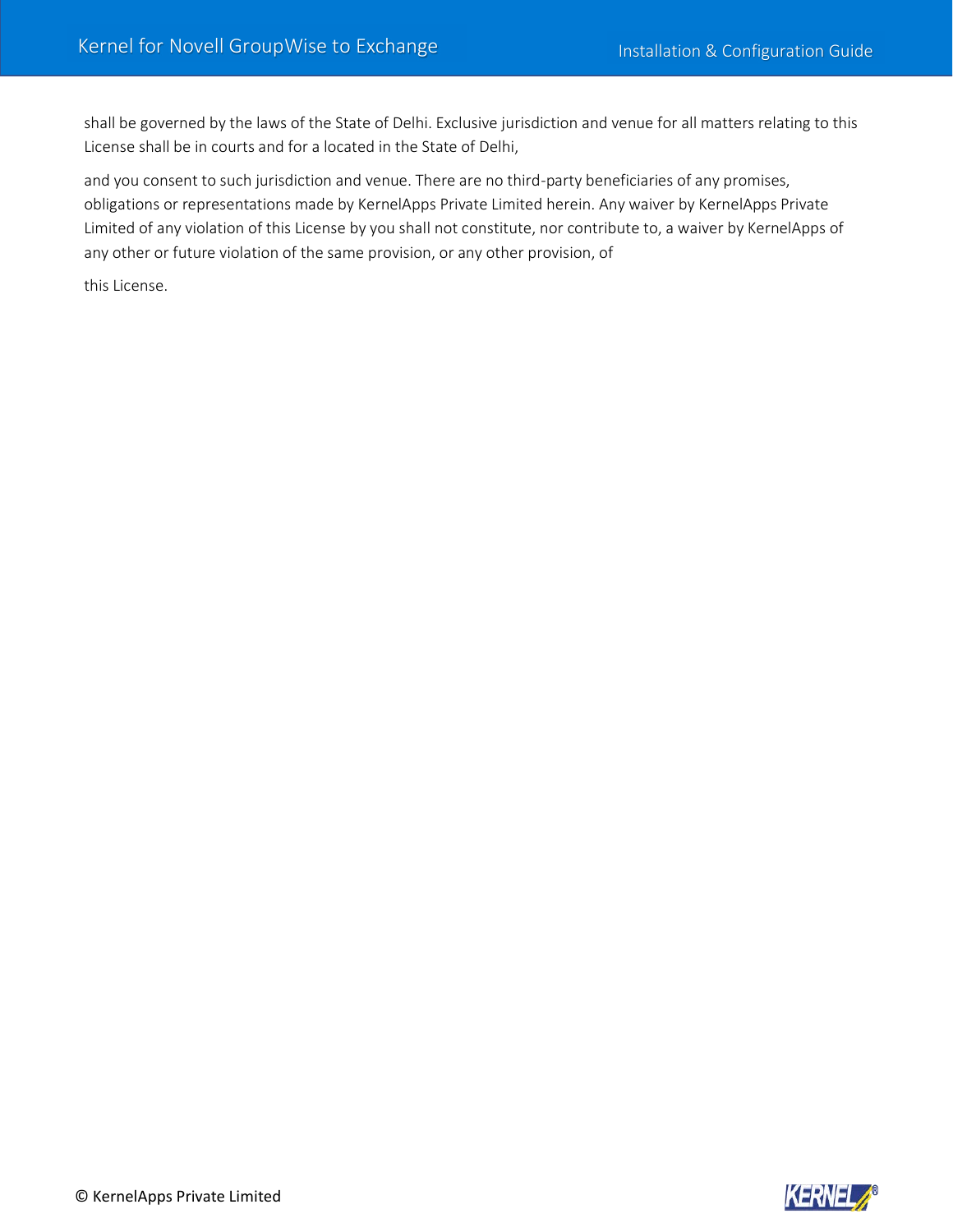shall be governed by the laws of the State of Delhi. Exclusive jurisdiction and venue for all matters relating to this License shall be in courts and for a located in the State of Delhi,

and you consent to such jurisdiction and venue. There are no third-party beneficiaries of any promises, obligations or representations made by KernelApps Private Limited herein. Any waiver by KernelApps Private Limited of any violation of this License by you shall not constitute, nor contribute to, a waiver by KernelApps of any other or future violation of the same provision, or any other provision, of

this License.